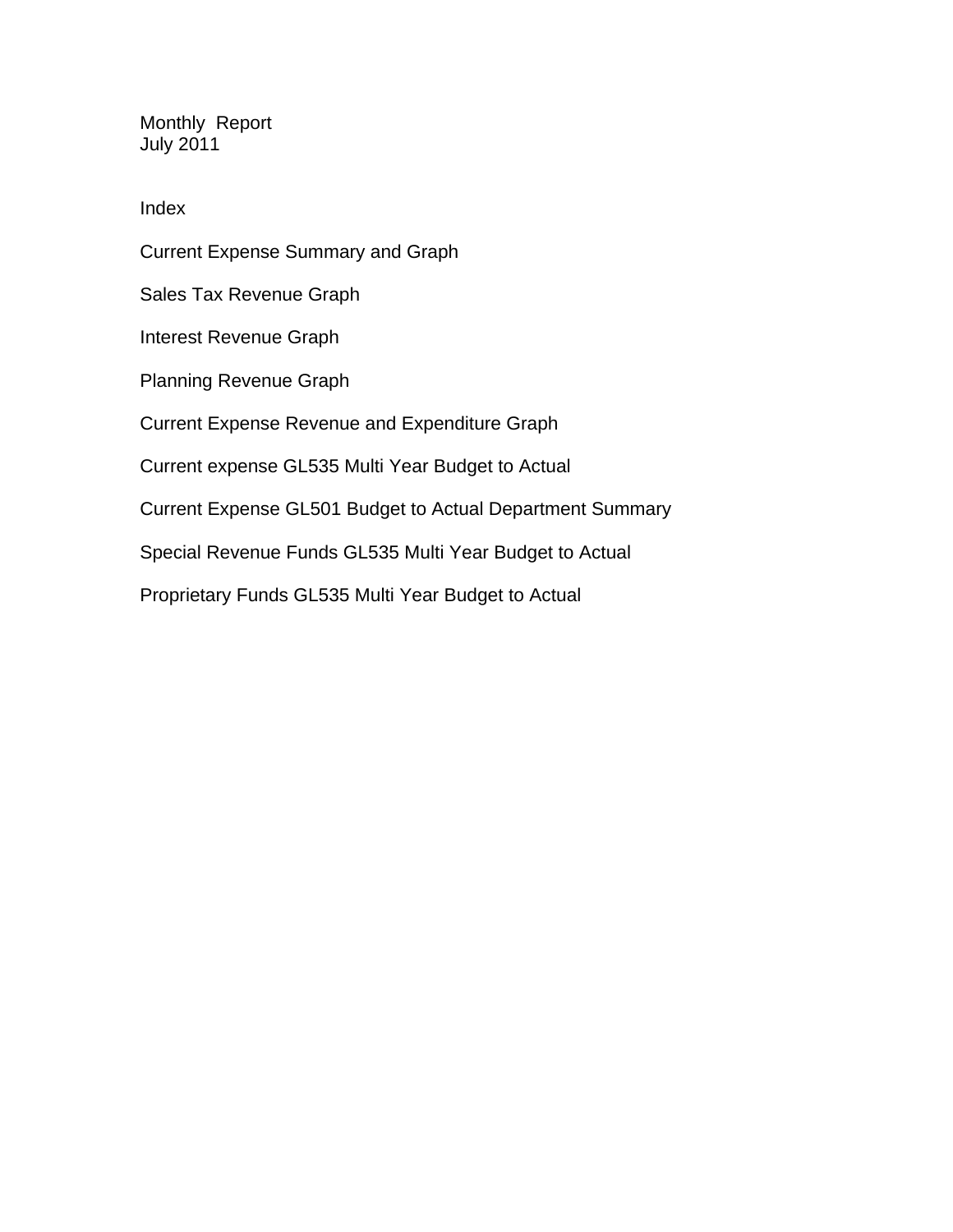# Monthly Report
## July 2011

### Index

Current Expense Summary and Graph

Sales Tax Revenue Graph

Interest Revenue Graph

Planning Revenue Graph

Current Expense Revenue and Expenditure Graph

Current expense GL535 Multi Year Budget to Actual

Current Expense GL501 Budget to Actual Department Summary

Special Revenue Funds GL535 Multi Year Budget to Actual

Proprietary Funds GL535 Multi Year Budget to Actual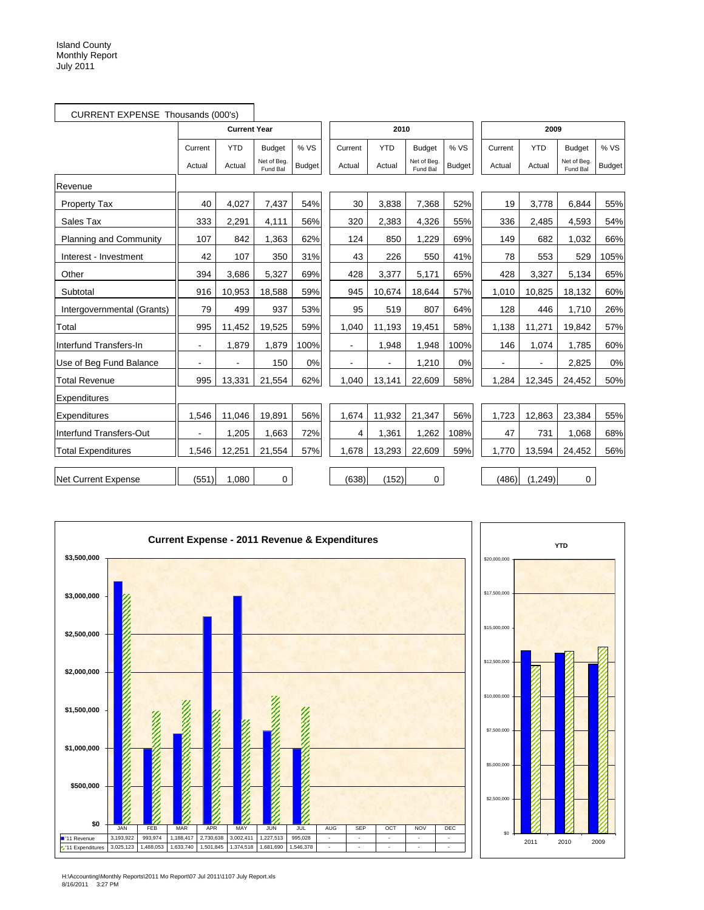Island County
Monthly Report
July 2011

CURRENT EXPENSE Thousands (000's)

| | Current Year | | | | 2010 | | | | 2009 | | | |
|---|---|---|---|---|---|---|---|---|---|---|---|---|
| | Current Actual | YTD Actual | Budget Net of Beg. Fund Bal | % VS Budget | Current Actual | YTD Actual | Budget Net of Beg. Fund Bal | % VS Budget | Current Actual | YTD Actual | Budget Net of Beg. Fund Bal | % VS Budget |
| Revenue | | | | | | | | | | | | |
| Property Tax | 40 | 4,027 | 7,437 | 54% | 30 | 3,838 | 7,368 | 52% | 19 | 3,778 | 6,844 | 55% |
| Sales Tax | 333 | 2,291 | 4,111 | 56% | 320 | 2,383 | 4,326 | 55% | 336 | 2,485 | 4,593 | 54% |
| Planning and Community | 107 | 842 | 1,363 | 62% | 124 | 850 | 1,229 | 69% | 149 | 682 | 1,032 | 66% |
| Interest - Investment | 42 | 107 | 350 | 31% | 43 | 226 | 550 | 41% | 78 | 553 | 529 | 105% |
| Other | 394 | 3,686 | 5,327 | 69% | 428 | 3,377 | 5,171 | 65% | 428 | 3,327 | 5,134 | 65% |
| Subtotal | 916 | 10,953 | 18,588 | 59% | 945 | 10,674 | 18,644 | 57% | 1,010 | 10,825 | 18,132 | 60% |
| Intergovernmental (Grants) | 79 | 499 | 937 | 53% | 95 | 519 | 807 | 64% | 128 | 446 | 1,710 | 26% |
| Total | 995 | 11,452 | 19,525 | 59% | 1,040 | 11,193 | 19,451 | 58% | 1,138 | 11,271 | 19,842 | 57% |
| Interfund Transfers-In | - | 1,879 | 1,879 | 100% | - | 1,948 | 1,948 | 100% | 146 | 1,074 | 1,785 | 60% |
| Use of Beg Fund Balance | - | - | 150 | 0% | - | - | 1,210 | 0% | - | - | 2,825 | 0% |
| Total Revenue | 995 | 13,331 | 21,554 | 62% | 1,040 | 13,141 | 22,609 | 58% | 1,284 | 12,345 | 24,452 | 50% |
| Expenditures | | | | | | | | | | | | |
| Expenditures | 1,546 | 11,046 | 19,891 | 56% | 1,674 | 11,932 | 21,347 | 56% | 1,723 | 12,863 | 23,384 | 55% |
| Interfund Transfers-Out | - | 1,205 | 1,663 | 72% | 4 | 1,361 | 1,262 | 108% | 47 | 731 | 1,068 | 68% |
| Total Expenditures | 1,546 | 12,251 | 21,554 | 57% | 1,678 | 13,293 | 22,609 | 59% | 1,770 | 13,594 | 24,452 | 56% |
| Net Current Expense | (551) | 1,080 | 0 | | (638) | (152) | 0 | | (486) | (1,249) | 0 | |

**Current Expense - 2011 Revenue & Expenditures**

| | JAN | FEB | MAR | APR | MAY | JUN | JUL | AUG | SEP | OCT | NOV | DEC |
|---|---|---|---|---|---|---|---|---|---|---|---|---|
| '11 Revenue | 3,193,922 | 993,974 | 1,188,417 | 2,730,638 | 3,002,411 | 1,227,513 | 995,028 | - | - | - | - | - |
| '11 Expenditures | 3,025,123 | 1,488,053 | 1,633,740 | 1,501,845 | 1,374,518 | 1,681,690 | 1,546,378 | - | - | - | - | - |

**YTD**

H:\Accounting\Monthly Reports\2011 Mo Report\07 Jul 2011\1107 July Report.xls
8/16/2011 3:27 PM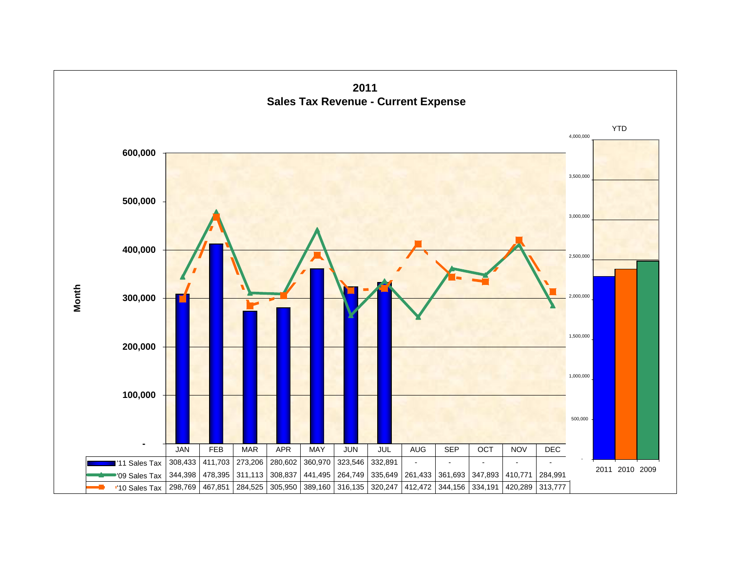# 2011
## Sales Tax Revenue - Current Expense

| | JAN | FEB | MAR | APR | MAY | JUN | JUL | AUG | SEP | OCT | NOV | DEC |
|---|---|---|---|---|---|---|---|---|---|---|---|---|
| '11 Sales Tax | 308,433 | 411,703 | 273,206 | 280,602 | 360,970 | 323,546 | 332,891 | - | - | - | - | - |
| '09 Sales Tax | 344,398 | 478,395 | 311,113 | 308,837 | 441,495 | 264,749 | 335,649 | 261,433 | 361,693 | 347,893 | 410,771 | 284,991 |
| '10 Sales Tax | 298,769 | 467,851 | 284,525 | 305,950 | 389,160 | 316,135 | 320,247 | 412,472 | 344,156 | 334,191 | 420,289 | 313,777 |

YTD: 2011, 2010, 2009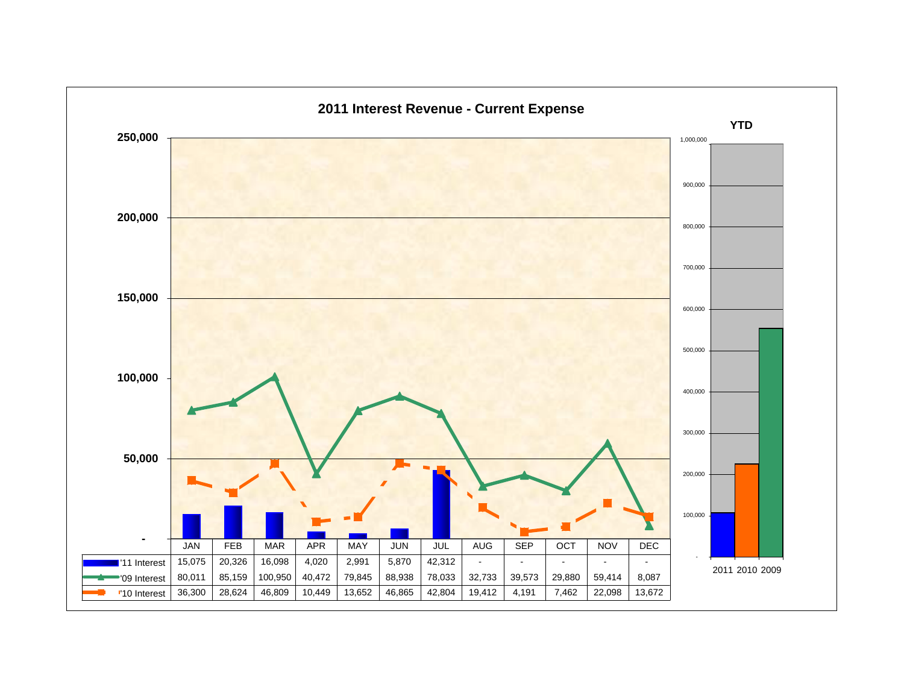## 2011 Interest Revenue - Current Expense

| | JAN | FEB | MAR | APR | MAY | JUN | JUL | AUG | SEP | OCT | NOV | DEC |
|---|---|---|---|---|---|---|---|---|---|---|---|---|
| '11 Interest | 15,075 | 20,326 | 16,098 | 4,020 | 2,991 | 5,870 | 42,312 | - | - | - | - | - |
| '09 Interest | 80,011 | 85,159 | 100,950 | 40,472 | 79,845 | 88,938 | 78,033 | 32,733 | 39,573 | 29,880 | 59,414 | 8,087 |
| '10 Interest | 36,300 | 28,624 | 46,809 | 10,449 | 13,652 | 46,865 | 42,804 | 19,412 | 4,191 | 7,462 | 22,098 | 13,672 |

**YTD**

2011 2010 2009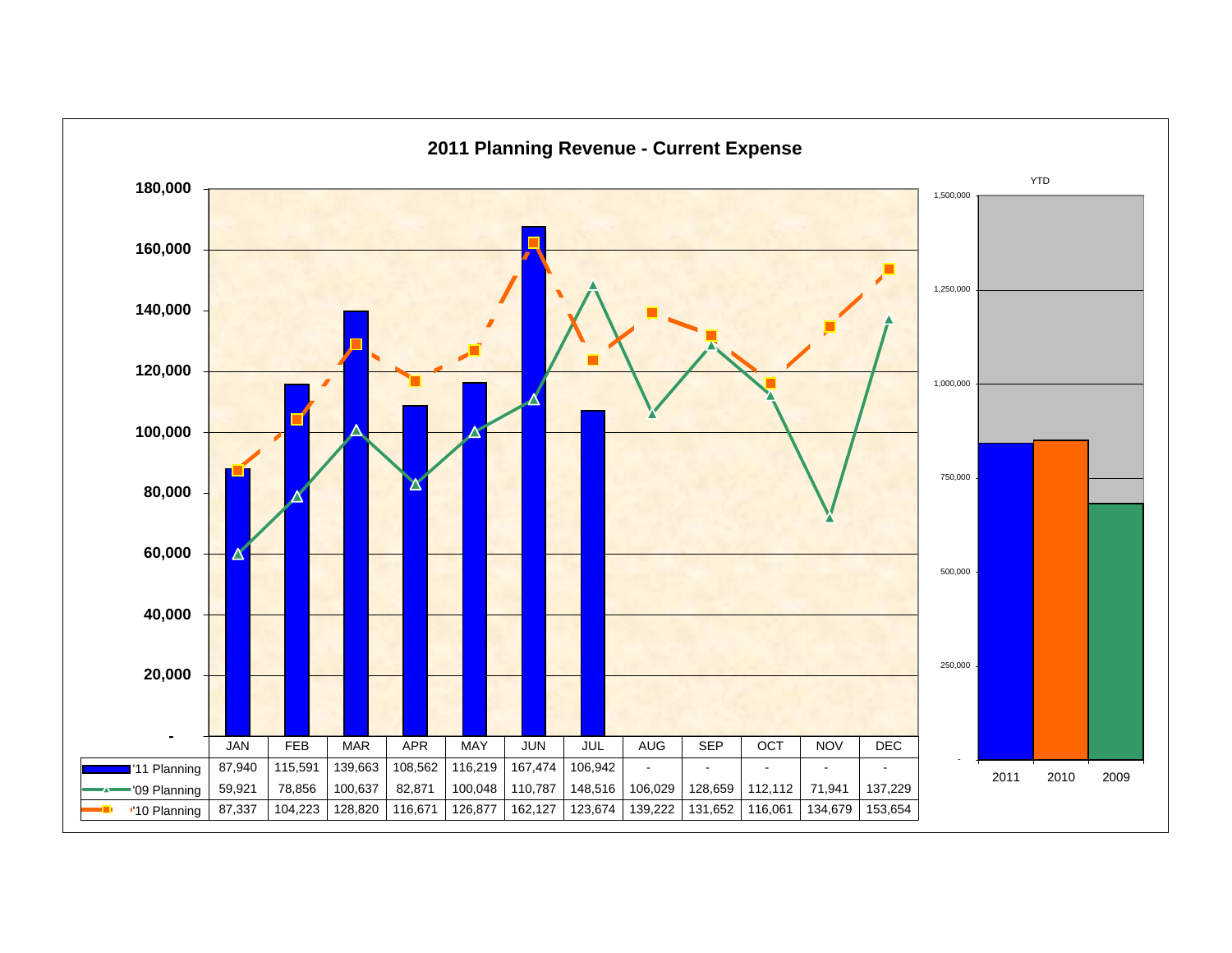# 2011 Planning Revenue - Current Expense

| | JAN | FEB | MAR | APR | MAY | JUN | JUL | AUG | SEP | OCT | NOV | DEC |
|---|---|---|---|---|---|---|---|---|---|---|---|---|
| '11 Planning | 87,940 | 115,591 | 139,663 | 108,562 | 116,219 | 167,474 | 106,942 | - | - | - | - | - |
| '09 Planning | 59,921 | 78,856 | 100,637 | 82,871 | 100,048 | 110,787 | 148,516 | 106,029 | 128,659 | 112,112 | 71,941 | 137,229 |
| '10 Planning | 87,337 | 104,223 | 128,820 | 116,671 | 126,877 | 162,127 | 123,674 | 139,222 | 131,652 | 116,061 | 134,679 | 153,654 |

YTD

2011 2010 2009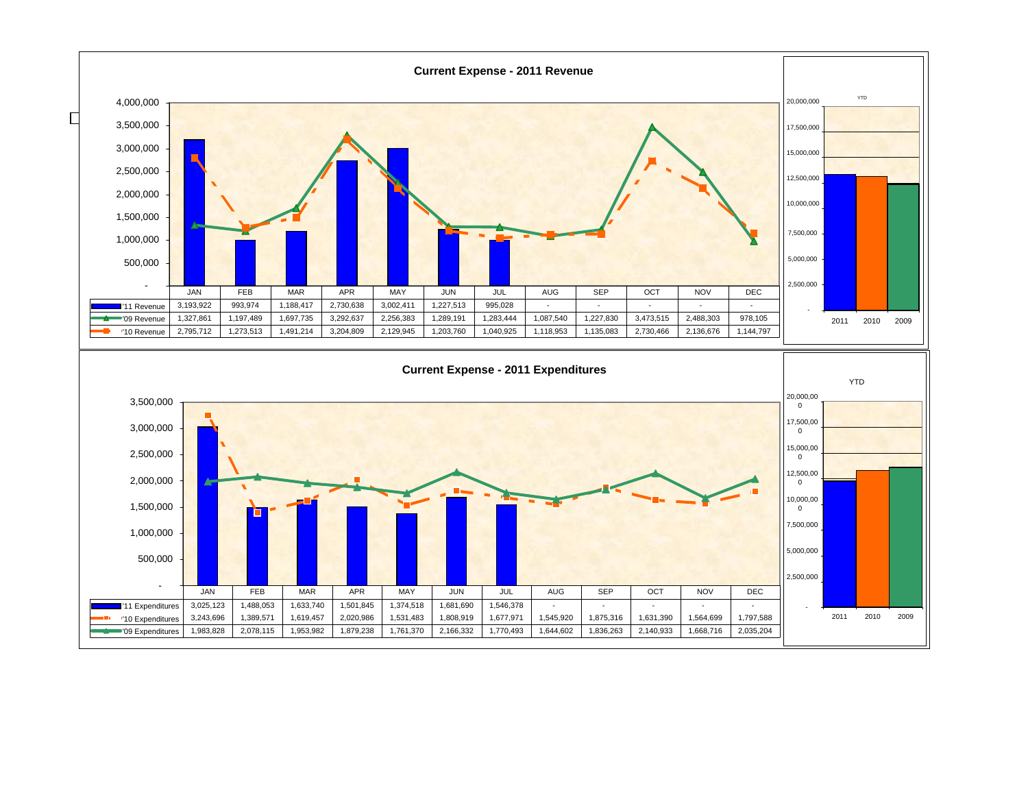## Current Expense - 2011 Revenue

|  | JAN | FEB | MAR | APR | MAY | JUN | JUL | AUG | SEP | OCT | NOV | DEC |
|---|---|---|---|---|---|---|---|---|---|---|---|---|
| '11 Revenue | 3,193,922 | 993,974 | 1,188,417 | 2,730,638 | 3,002,411 | 1,227,513 | 995,028 | - | - | - | - | - |
| '09 Revenue | 1,327,861 | 1,197,489 | 1,697,735 | 3,292,637 | 2,256,383 | 1,289,191 | 1,283,444 | 1,087,540 | 1,227,830 | 3,473,515 | 2,488,303 | 978,105 |
| '10 Revenue | 2,795,712 | 1,273,513 | 1,491,214 | 3,204,809 | 2,129,945 | 1,203,760 | 1,040,925 | 1,118,953 | 1,135,083 | 2,730,466 | 2,136,676 | 1,144,797 |

YTD

2011 2010 2009

## Current Expense - 2011 Expenditures

|  | JAN | FEB | MAR | APR | MAY | JUN | JUL | AUG | SEP | OCT | NOV | DEC |
|---|---|---|---|---|---|---|---|---|---|---|---|---|
| '11 Expenditures | 3,025,123 | 1,488,053 | 1,633,740 | 1,501,845 | 1,374,518 | 1,681,690 | 1,546,378 | - | - | - | - | - |
| '10 Expenditures | 3,243,696 | 1,389,571 | 1,619,457 | 2,020,986 | 1,531,483 | 1,808,919 | 1,677,971 | 1,545,920 | 1,875,316 | 1,631,390 | 1,564,699 | 1,797,588 |
| '09 Expenditures | 1,983,828 | 2,078,115 | 1,953,982 | 1,879,238 | 1,761,370 | 2,166,332 | 1,770,493 | 1,644,602 | 1,836,263 | 2,140,933 | 1,668,716 | 2,035,204 |

YTD

2011 2010 2009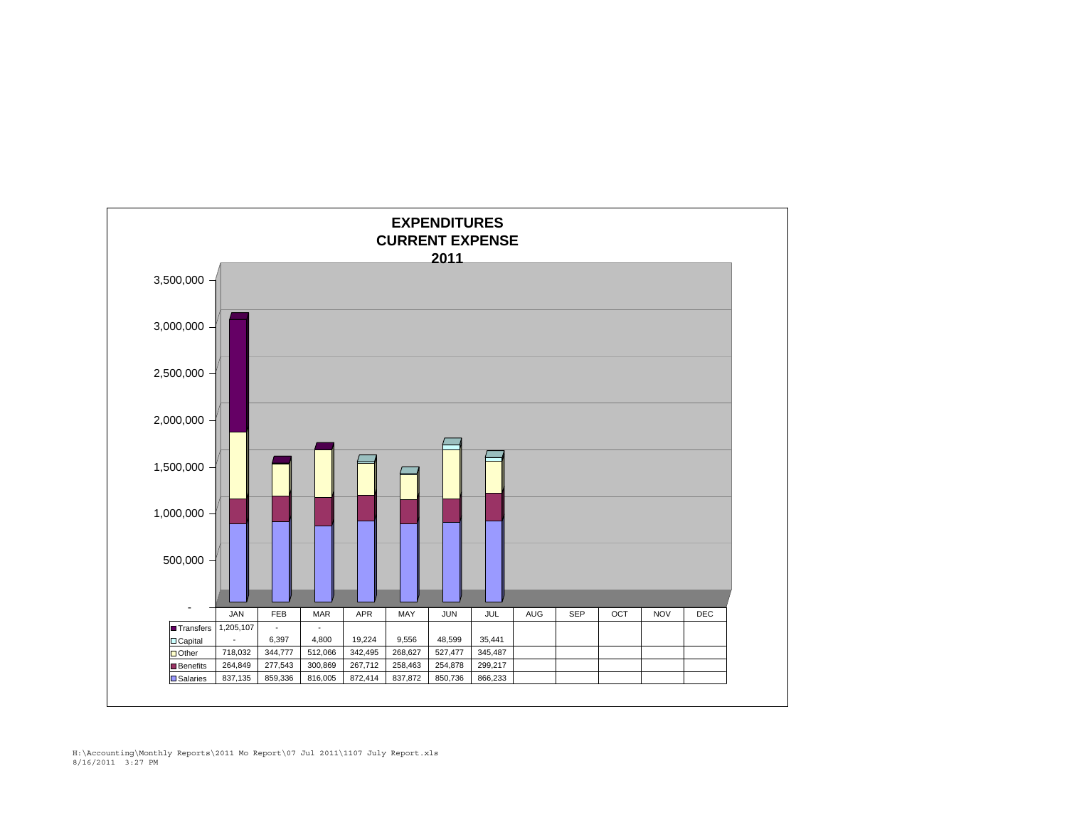# EXPENDITURES
## CURRENT EXPENSE
## 2011

| | JAN | FEB | MAR | APR | MAY | JUN | JUL | AUG | SEP | OCT | NOV | DEC |
|---|---|---|---|---|---|---|---|---|---|---|---|---|
| Transfers | 1,205,107 | - | - | | | | | | | | | |
| Capital | - | 6,397 | 4,800 | 19,224 | 9,556 | 48,599 | 35,441 | | | | | |
| Other | 718,032 | 344,777 | 512,066 | 342,495 | 268,627 | 527,477 | 345,487 | | | | | |
| Benefits | 264,849 | 277,543 | 300,869 | 267,712 | 258,463 | 254,878 | 299,217 | | | | | |
| Salaries | 837,135 | 859,336 | 816,005 | 872,414 | 837,872 | 850,736 | 866,233 | | | | | |

H:\Accounting\Monthly Reports\2011 Mo Report\07 Jul 2011\1107 July Report.xls
8/16/2011 3:27 PM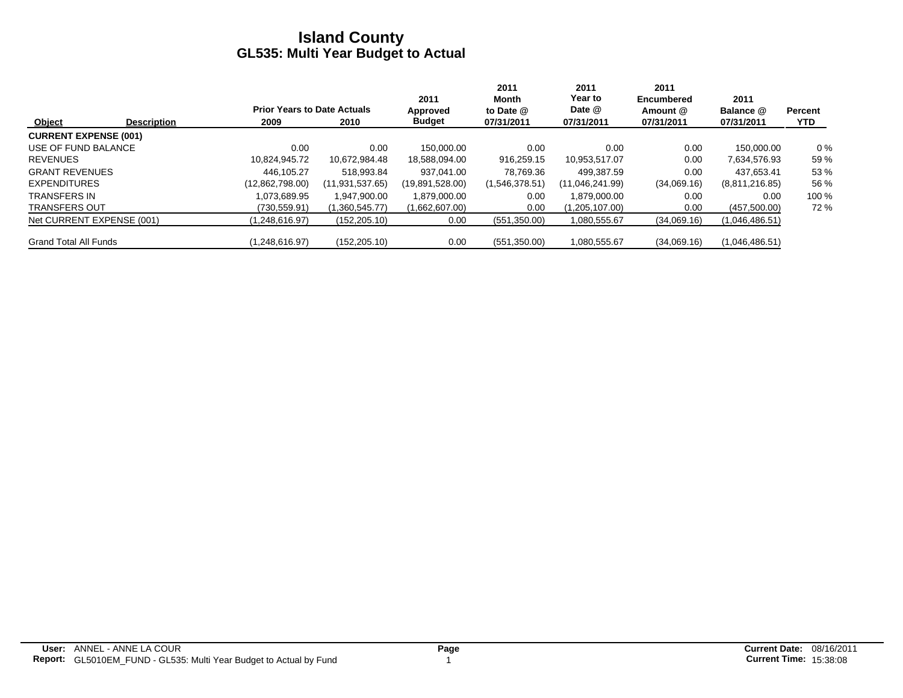# Island County
## GL535: Multi Year Budget to Actual

| Object | Description | Prior Years to Date Actuals 2009 | 2010 | 2011 Approved Budget | 2011 Month to Date @ 07/31/2011 | 2011 Year to Date @ 07/31/2011 | 2011 Encumbered Amount @ 07/31/2011 | 2011 Balance @ 07/31/2011 | Percent YTD |
|---|---|---|---|---|---|---|---|---|---|
| **CURRENT EXPENSE (001)** | | | | | | | | | |
| USE OF FUND BALANCE | | 0.00 | 0.00 | 150,000.00 | 0.00 | 0.00 | 0.00 | 150,000.00 | 0 % |
| REVENUES | | 10,824,945.72 | 10,672,984.48 | 18,588,094.00 | 916,259.15 | 10,953,517.07 | 0.00 | 7,634,576.93 | 59 % |
| GRANT REVENUES | | 446,105.27 | 518,993.84 | 937,041.00 | 78,769.36 | 499,387.59 | 0.00 | 437,653.41 | 53 % |
| EXPENDITURES | | (12,862,798.00) | (11,931,537.65) | (19,891,528.00) | (1,546,378.51) | (11,046,241.99) | (34,069.16) | (8,811,216.85) | 56 % |
| TRANSFERS IN | | 1,073,689.95 | 1,947,900.00 | 1,879,000.00 | 0.00 | 1,879,000.00 | 0.00 | 0.00 | 100 % |
| TRANSFERS OUT | | (730,559.91) | (1,360,545.77) | (1,662,607.00) | 0.00 | (1,205,107.00) | 0.00 | (457,500.00) | 72 % |
| Net CURRENT EXPENSE (001) | | (1,248,616.97) | (152,205.10) | 0.00 | (551,350.00) | 1,080,555.67 | (34,069.16) | (1,046,486.51) | |
| Grand Total All Funds | | (1,248,616.97) | (152,205.10) | 0.00 | (551,350.00) | 1,080,555.67 | (34,069.16) | (1,046,486.51) | |

**User:** ANNEL - ANNE LA COUR
**Report:** GL5010EM_FUND - GL535: Multi Year Budget to Actual by Fund

**Current Date:** 08/16/2011
**Current Time:** 15:38:08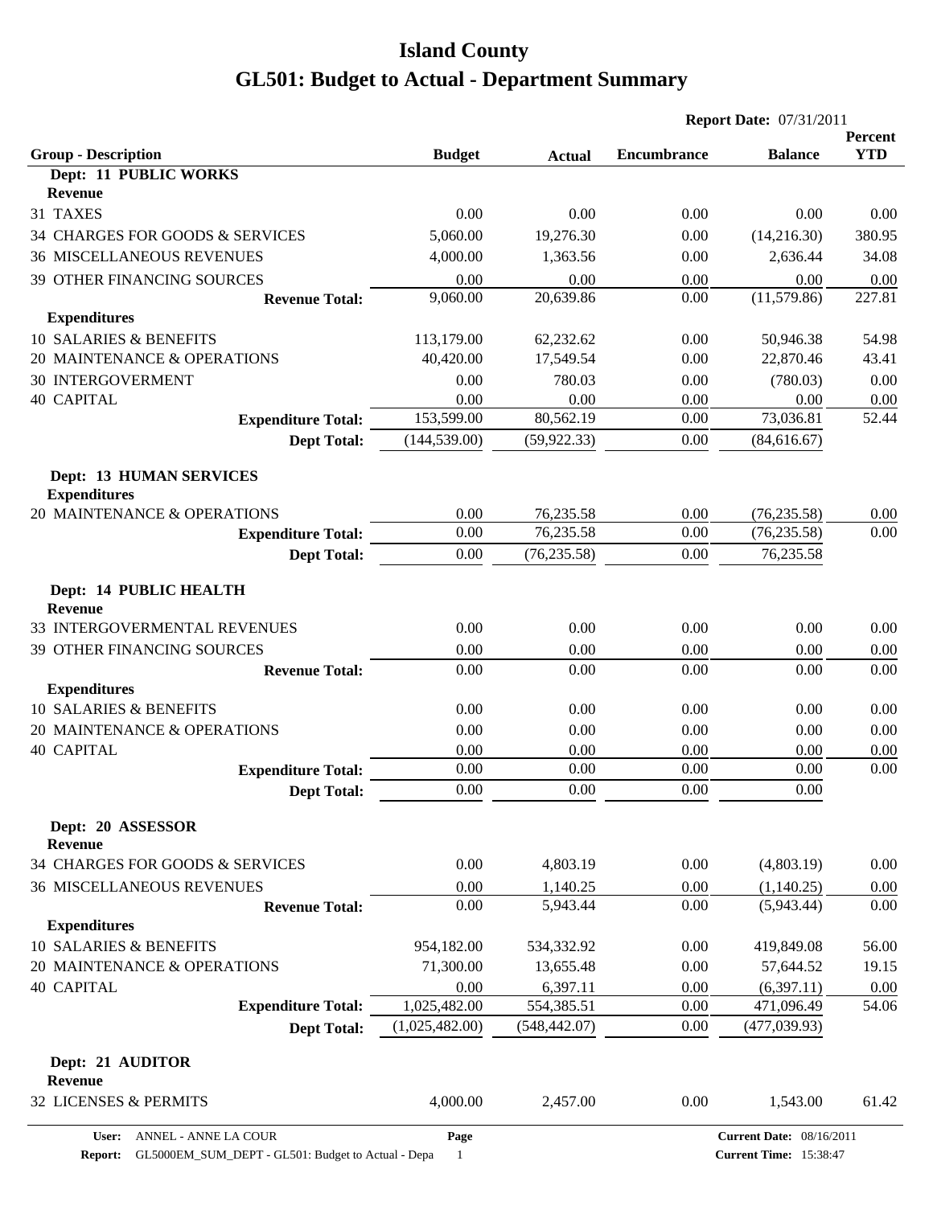# Island County
# GL501: Budget to Actual - Department Summary

**Report Date:** 07/31/2011

| Group - Description | Budget | Actual | Encumbrance | Balance | Percent YTD |
|---|---|---|---|---|---|
| **Dept: 11 PUBLIC WORKS** | | | | | |
| **Revenue** | | | | | |
| 31 TAXES | 0.00 | 0.00 | 0.00 | 0.00 | 0.00 |
| 34 CHARGES FOR GOODS & SERVICES | 5,060.00 | 19,276.30 | 0.00 | (14,216.30) | 380.95 |
| 36 MISCELLANEOUS REVENUES | 4,000.00 | 1,363.56 | 0.00 | 2,636.44 | 34.08 |
| 39 OTHER FINANCING SOURCES | 0.00 | 0.00 | 0.00 | 0.00 | 0.00 |
| **Revenue Total:** | 9,060.00 | 20,639.86 | 0.00 | (11,579.86) | 227.81 |
| **Expenditures** | | | | | |
| 10 SALARIES & BENEFITS | 113,179.00 | 62,232.62 | 0.00 | 50,946.38 | 54.98 |
| 20 MAINTENANCE & OPERATIONS | 40,420.00 | 17,549.54 | 0.00 | 22,870.46 | 43.41 |
| 30 INTERGOVERMENT | 0.00 | 780.03 | 0.00 | (780.03) | 0.00 |
| 40 CAPITAL | 0.00 | 0.00 | 0.00 | 0.00 | 0.00 |
| **Expenditure Total:** | 153,599.00 | 80,562.19 | 0.00 | 73,036.81 | 52.44 |
| **Dept Total:** | (144,539.00) | (59,922.33) | 0.00 | (84,616.67) | |
| **Dept: 13 HUMAN SERVICES** | | | | | |
| **Expenditures** | | | | | |
| 20 MAINTENANCE & OPERATIONS | 0.00 | 76,235.58 | 0.00 | (76,235.58) | 0.00 |
| **Expenditure Total:** | 0.00 | 76,235.58 | 0.00 | (76,235.58) | 0.00 |
| **Dept Total:** | 0.00 | (76,235.58) | 0.00 | 76,235.58 | |
| **Dept: 14 PUBLIC HEALTH** | | | | | |
| **Revenue** | | | | | |
| 33 INTERGOVERMENTAL REVENUES | 0.00 | 0.00 | 0.00 | 0.00 | 0.00 |
| 39 OTHER FINANCING SOURCES | 0.00 | 0.00 | 0.00 | 0.00 | 0.00 |
| **Revenue Total:** | 0.00 | 0.00 | 0.00 | 0.00 | 0.00 |
| **Expenditures** | | | | | |
| 10 SALARIES & BENEFITS | 0.00 | 0.00 | 0.00 | 0.00 | 0.00 |
| 20 MAINTENANCE & OPERATIONS | 0.00 | 0.00 | 0.00 | 0.00 | 0.00 |
| 40 CAPITAL | 0.00 | 0.00 | 0.00 | 0.00 | 0.00 |
| **Expenditure Total:** | 0.00 | 0.00 | 0.00 | 0.00 | 0.00 |
| **Dept Total:** | 0.00 | 0.00 | 0.00 | 0.00 | |
| **Dept: 20 ASSESSOR** | | | | | |
| **Revenue** | | | | | |
| 34 CHARGES FOR GOODS & SERVICES | 0.00 | 4,803.19 | 0.00 | (4,803.19) | 0.00 |
| 36 MISCELLANEOUS REVENUES | 0.00 | 1,140.25 | 0.00 | (1,140.25) | 0.00 |
| **Revenue Total:** | 0.00 | 5,943.44 | 0.00 | (5,943.44) | 0.00 |
| **Expenditures** | | | | | |
| 10 SALARIES & BENEFITS | 954,182.00 | 534,332.92 | 0.00 | 419,849.08 | 56.00 |
| 20 MAINTENANCE & OPERATIONS | 71,300.00 | 13,655.48 | 0.00 | 57,644.52 | 19.15 |
| 40 CAPITAL | 0.00 | 6,397.11 | 0.00 | (6,397.11) | 0.00 |
| **Expenditure Total:** | 1,025,482.00 | 554,385.51 | 0.00 | 471,096.49 | 54.06 |
| **Dept Total:** | (1,025,482.00) | (548,442.07) | 0.00 | (477,039.93) | |
| **Dept: 21 AUDITOR** | | | | | |
| **Revenue** | | | | | |
| 32 LICENSES & PERMITS | 4,000.00 | 2,457.00 | 0.00 | 1,543.00 | 61.42 |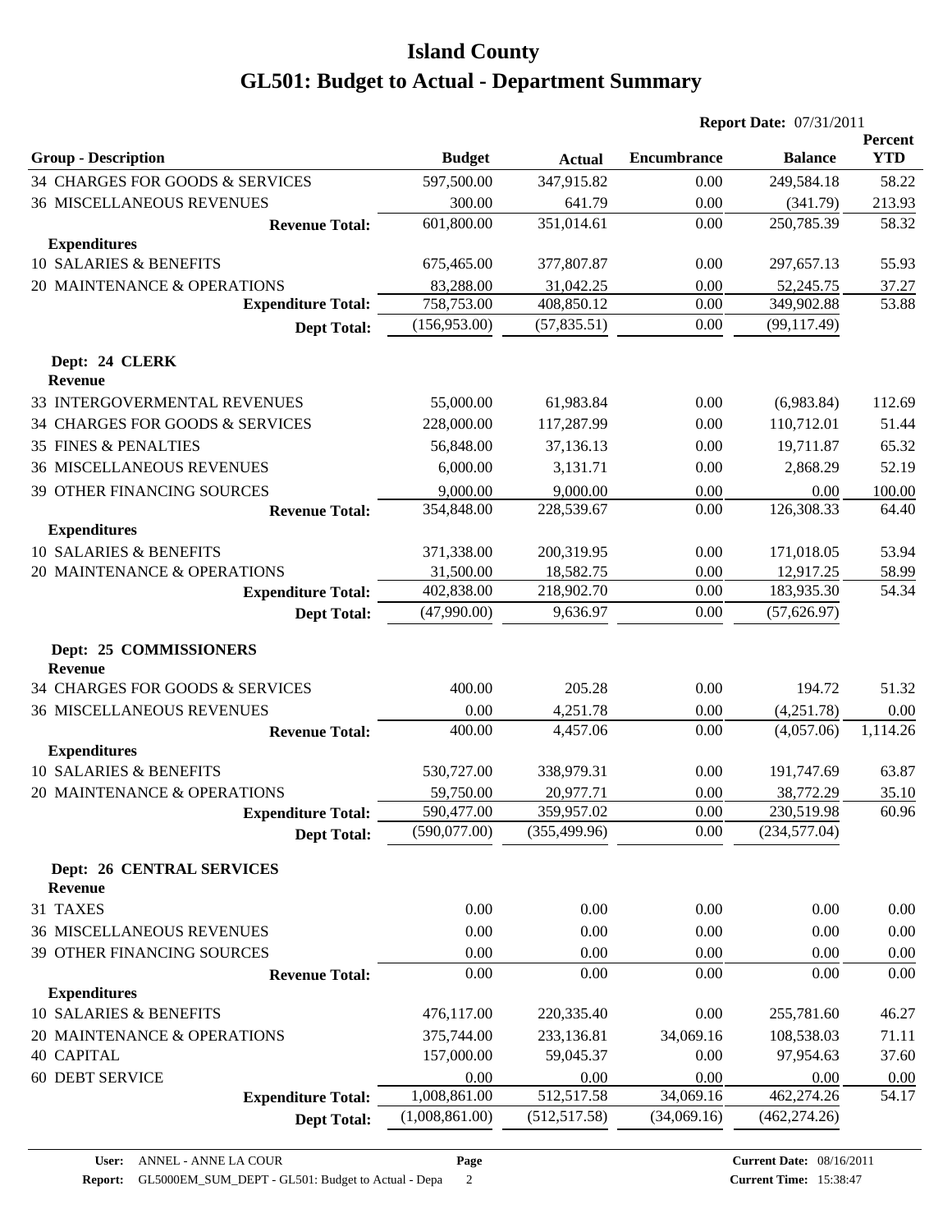# Island County
# GL501: Budget to Actual - Department Summary

**Report Date:** 07/31/2011

| Group - Description | Budget | Actual | Encumbrance | Balance | Percent YTD |
|---|---|---|---|---|---|
| 34 CHARGES FOR GOODS & SERVICES | 597,500.00 | 347,915.82 | 0.00 | 249,584.18 | 58.22 |
| 36 MISCELLANEOUS REVENUES | 300.00 | 641.79 | 0.00 | (341.79) | 213.93 |
| **Revenue Total:** | 601,800.00 | 351,014.61 | 0.00 | 250,785.39 | 58.32 |
| **Expenditures** | | | | | |
| 10 SALARIES & BENEFITS | 675,465.00 | 377,807.87 | 0.00 | 297,657.13 | 55.93 |
| 20 MAINTENANCE & OPERATIONS | 83,288.00 | 31,042.25 | 0.00 | 52,245.75 | 37.27 |
| **Expenditure Total:** | 758,753.00 | 408,850.12 | 0.00 | 349,902.88 | 53.88 |
| **Dept Total:** | (156,953.00) | (57,835.51) | 0.00 | (99,117.49) | |
| **Dept: 24 CLERK** | | | | | |
| **Revenue** | | | | | |
| 33 INTERGOVERMENTAL REVENUES | 55,000.00 | 61,983.84 | 0.00 | (6,983.84) | 112.69 |
| 34 CHARGES FOR GOODS & SERVICES | 228,000.00 | 117,287.99 | 0.00 | 110,712.01 | 51.44 |
| 35 FINES & PENALTIES | 56,848.00 | 37,136.13 | 0.00 | 19,711.87 | 65.32 |
| 36 MISCELLANEOUS REVENUES | 6,000.00 | 3,131.71 | 0.00 | 2,868.29 | 52.19 |
| 39 OTHER FINANCING SOURCES | 9,000.00 | 9,000.00 | 0.00 | 0.00 | 100.00 |
| **Revenue Total:** | 354,848.00 | 228,539.67 | 0.00 | 126,308.33 | 64.40 |
| **Expenditures** | | | | | |
| 10 SALARIES & BENEFITS | 371,338.00 | 200,319.95 | 0.00 | 171,018.05 | 53.94 |
| 20 MAINTENANCE & OPERATIONS | 31,500.00 | 18,582.75 | 0.00 | 12,917.25 | 58.99 |
| **Expenditure Total:** | 402,838.00 | 218,902.70 | 0.00 | 183,935.30 | 54.34 |
| **Dept Total:** | (47,990.00) | 9,636.97 | 0.00 | (57,626.97) | |
| **Dept: 25 COMMISSIONERS** | | | | | |
| **Revenue** | | | | | |
| 34 CHARGES FOR GOODS & SERVICES | 400.00 | 205.28 | 0.00 | 194.72 | 51.32 |
| 36 MISCELLANEOUS REVENUES | 0.00 | 4,251.78 | 0.00 | (4,251.78) | 0.00 |
| **Revenue Total:** | 400.00 | 4,457.06 | 0.00 | (4,057.06) | 1,114.26 |
| **Expenditures** | | | | | |
| 10 SALARIES & BENEFITS | 530,727.00 | 338,979.31 | 0.00 | 191,747.69 | 63.87 |
| 20 MAINTENANCE & OPERATIONS | 59,750.00 | 20,977.71 | 0.00 | 38,772.29 | 35.10 |
| **Expenditure Total:** | 590,477.00 | 359,957.02 | 0.00 | 230,519.98 | 60.96 |
| **Dept Total:** | (590,077.00) | (355,499.96) | 0.00 | (234,577.04) | |
| **Dept: 26 CENTRAL SERVICES** | | | | | |
| **Revenue** | | | | | |
| 31 TAXES | 0.00 | 0.00 | 0.00 | 0.00 | 0.00 |
| 36 MISCELLANEOUS REVENUES | 0.00 | 0.00 | 0.00 | 0.00 | 0.00 |
| 39 OTHER FINANCING SOURCES | 0.00 | 0.00 | 0.00 | 0.00 | 0.00 |
| **Revenue Total:** | 0.00 | 0.00 | 0.00 | 0.00 | 0.00 |
| **Expenditures** | | | | | |
| 10 SALARIES & BENEFITS | 476,117.00 | 220,335.40 | 0.00 | 255,781.60 | 46.27 |
| 20 MAINTENANCE & OPERATIONS | 375,744.00 | 233,136.81 | 34,069.16 | 108,538.03 | 71.11 |
| 40 CAPITAL | 157,000.00 | 59,045.37 | 0.00 | 97,954.63 | 37.60 |
| 60 DEBT SERVICE | 0.00 | 0.00 | 0.00 | 0.00 | 0.00 |
| **Expenditure Total:** | 1,008,861.00 | 512,517.58 | 34,069.16 | 462,274.26 | 54.17 |
| **Dept Total:** | (1,008,861.00) | (512,517.58) | (34,069.16) | (462,274.26) | |

**User:** ANNEL - ANNE LA COUR
**Report:** GL5000EM_SUM_DEPT - GL501: Budget to Actual - Depa
**Current Date:** 08/16/2011
**Current Time:** 15:38:47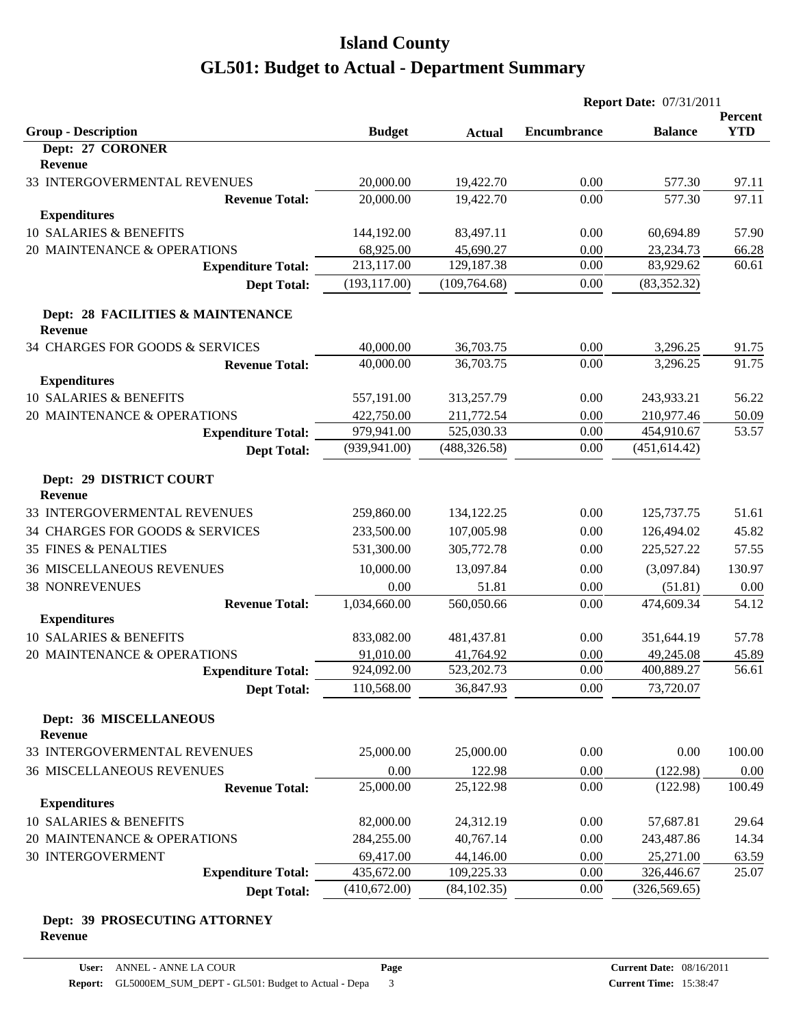# Island County

# GL501: Budget to Actual - Department Summary

**Report Date:** 07/31/2011

| Group - Description | Budget | Actual | Encumbrance | Balance | Percent YTD |
|---|---|---|---|---|---|
| **Dept: 27 CORONER** | | | | | |
| **Revenue** | | | | | |
| 33 INTERGOVERMENTAL REVENUES | 20,000.00 | 19,422.70 | 0.00 | 577.30 | 97.11 |
| **Revenue Total:** | 20,000.00 | 19,422.70 | 0.00 | 577.30 | 97.11 |
| **Expenditures** | | | | | |
| 10 SALARIES & BENEFITS | 144,192.00 | 83,497.11 | 0.00 | 60,694.89 | 57.90 |
| 20 MAINTENANCE & OPERATIONS | 68,925.00 | 45,690.27 | 0.00 | 23,234.73 | 66.28 |
| **Expenditure Total:** | 213,117.00 | 129,187.38 | 0.00 | 83,929.62 | 60.61 |
| **Dept Total:** | (193,117.00) | (109,764.68) | 0.00 | (83,352.32) | |
| **Dept: 28 FACILITIES & MAINTENANCE** | | | | | |
| **Revenue** | | | | | |
| 34 CHARGES FOR GOODS & SERVICES | 40,000.00 | 36,703.75 | 0.00 | 3,296.25 | 91.75 |
| **Revenue Total:** | 40,000.00 | 36,703.75 | 0.00 | 3,296.25 | 91.75 |
| **Expenditures** | | | | | |
| 10 SALARIES & BENEFITS | 557,191.00 | 313,257.79 | 0.00 | 243,933.21 | 56.22 |
| 20 MAINTENANCE & OPERATIONS | 422,750.00 | 211,772.54 | 0.00 | 210,977.46 | 50.09 |
| **Expenditure Total:** | 979,941.00 | 525,030.33 | 0.00 | 454,910.67 | 53.57 |
| **Dept Total:** | (939,941.00) | (488,326.58) | 0.00 | (451,614.42) | |
| **Dept: 29 DISTRICT COURT** | | | | | |
| **Revenue** | | | | | |
| 33 INTERGOVERMENTAL REVENUES | 259,860.00 | 134,122.25 | 0.00 | 125,737.75 | 51.61 |
| 34 CHARGES FOR GOODS & SERVICES | 233,500.00 | 107,005.98 | 0.00 | 126,494.02 | 45.82 |
| 35 FINES & PENALTIES | 531,300.00 | 305,772.78 | 0.00 | 225,527.22 | 57.55 |
| 36 MISCELLANEOUS REVENUES | 10,000.00 | 13,097.84 | 0.00 | (3,097.84) | 130.97 |
| 38 NONREVENUES | 0.00 | 51.81 | 0.00 | (51.81) | 0.00 |
| **Revenue Total:** | 1,034,660.00 | 560,050.66 | 0.00 | 474,609.34 | 54.12 |
| **Expenditures** | | | | | |
| 10 SALARIES & BENEFITS | 833,082.00 | 481,437.81 | 0.00 | 351,644.19 | 57.78 |
| 20 MAINTENANCE & OPERATIONS | 91,010.00 | 41,764.92 | 0.00 | 49,245.08 | 45.89 |
| **Expenditure Total:** | 924,092.00 | 523,202.73 | 0.00 | 400,889.27 | 56.61 |
| **Dept Total:** | 110,568.00 | 36,847.93 | 0.00 | 73,720.07 | |
| **Dept: 36 MISCELLANEOUS** | | | | | |
| **Revenue** | | | | | |
| 33 INTERGOVERMENTAL REVENUES | 25,000.00 | 25,000.00 | 0.00 | 0.00 | 100.00 |
| 36 MISCELLANEOUS REVENUES | 0.00 | 122.98 | 0.00 | (122.98) | 0.00 |
| **Revenue Total:** | 25,000.00 | 25,122.98 | 0.00 | (122.98) | 100.49 |
| **Expenditures** | | | | | |
| 10 SALARIES & BENEFITS | 82,000.00 | 24,312.19 | 0.00 | 57,687.81 | 29.64 |
| 20 MAINTENANCE & OPERATIONS | 284,255.00 | 40,767.14 | 0.00 | 243,487.86 | 14.34 |
| 30 INTERGOVERMENT | 69,417.00 | 44,146.00 | 0.00 | 25,271.00 | 63.59 |
| **Expenditure Total:** | 435,672.00 | 109,225.33 | 0.00 | 326,446.67 | 25.07 |
| **Dept Total:** | (410,672.00) | (84,102.35) | 0.00 | (326,569.65) | |
| **Dept: 39 PROSECUTING ATTORNEY** | | | | | |
| **Revenue** | | | | | |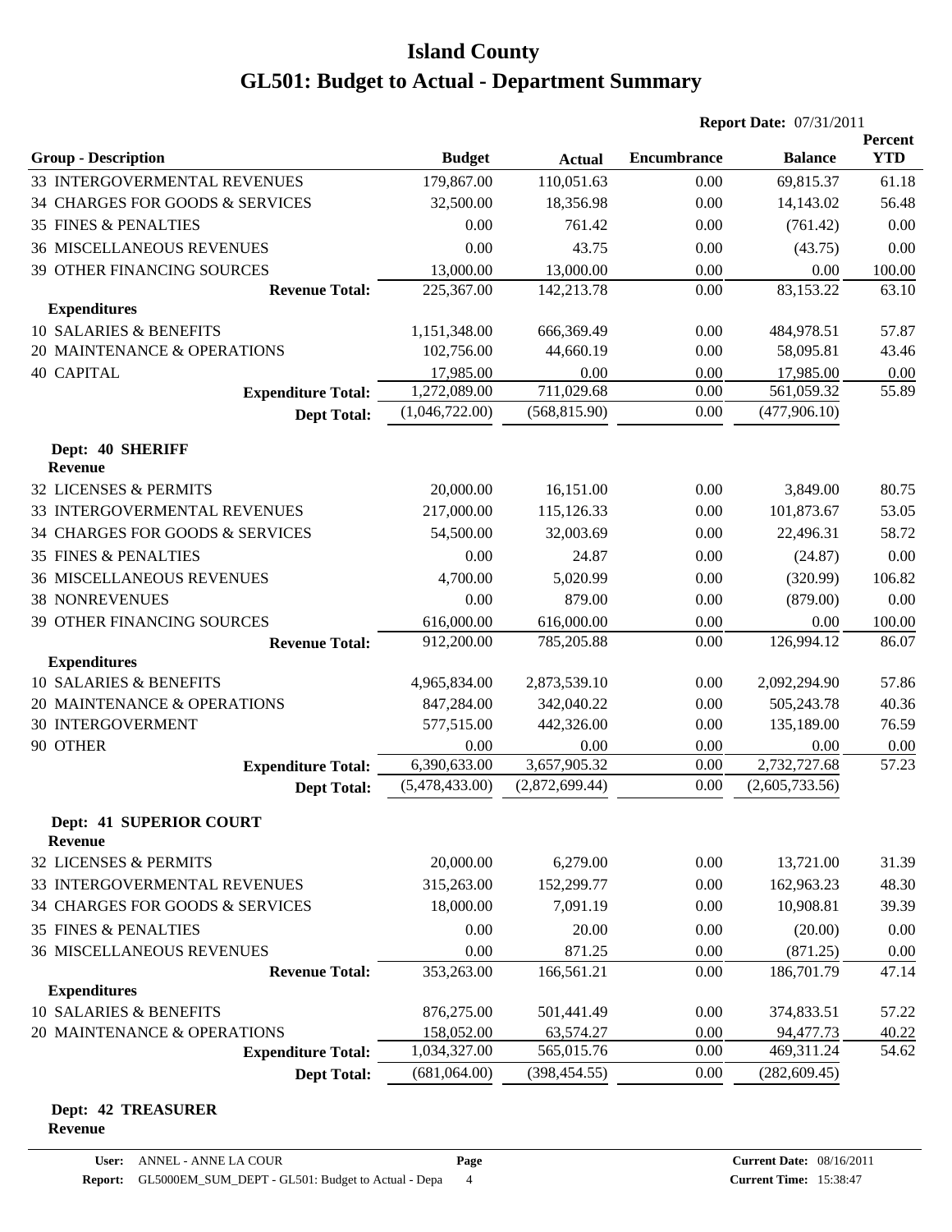# Island County

# GL501: Budget to Actual - Department Summary

**Report Date:** 07/31/2011

| Group - Description | Budget | Actual | Encumbrance | Balance | Percent YTD |
|---|---|---|---|---|---|
| 33 INTERGOVERMENTAL REVENUES | 179,867.00 | 110,051.63 | 0.00 | 69,815.37 | 61.18 |
| 34 CHARGES FOR GOODS & SERVICES | 32,500.00 | 18,356.98 | 0.00 | 14,143.02 | 56.48 |
| 35 FINES & PENALTIES | 0.00 | 761.42 | 0.00 | (761.42) | 0.00 |
| 36 MISCELLANEOUS REVENUES | 0.00 | 43.75 | 0.00 | (43.75) | 0.00 |
| 39 OTHER FINANCING SOURCES | 13,000.00 | 13,000.00 | 0.00 | 0.00 | 100.00 |
| **Revenue Total:** | 225,367.00 | 142,213.78 | 0.00 | 83,153.22 | 63.10 |
| **Expenditures** | | | | | |
| 10 SALARIES & BENEFITS | 1,151,348.00 | 666,369.49 | 0.00 | 484,978.51 | 57.87 |
| 20 MAINTENANCE & OPERATIONS | 102,756.00 | 44,660.19 | 0.00 | 58,095.81 | 43.46 |
| 40 CAPITAL | 17,985.00 | 0.00 | 0.00 | 17,985.00 | 0.00 |
| **Expenditure Total:** | 1,272,089.00 | 711,029.68 | 0.00 | 561,059.32 | 55.89 |
| **Dept Total:** | (1,046,722.00) | (568,815.90) | 0.00 | (477,906.10) | |

**Dept: 40 SHERIFF**

| Group - Description | Budget | Actual | Encumbrance | Balance | Percent YTD |
|---|---|---|---|---|---|
| **Revenue** | | | | | |
| 32 LICENSES & PERMITS | 20,000.00 | 16,151.00 | 0.00 | 3,849.00 | 80.75 |
| 33 INTERGOVERMENTAL REVENUES | 217,000.00 | 115,126.33 | 0.00 | 101,873.67 | 53.05 |
| 34 CHARGES FOR GOODS & SERVICES | 54,500.00 | 32,003.69 | 0.00 | 22,496.31 | 58.72 |
| 35 FINES & PENALTIES | 0.00 | 24.87 | 0.00 | (24.87) | 0.00 |
| 36 MISCELLANEOUS REVENUES | 4,700.00 | 5,020.99 | 0.00 | (320.99) | 106.82 |
| 38 NONREVENUES | 0.00 | 879.00 | 0.00 | (879.00) | 0.00 |
| 39 OTHER FINANCING SOURCES | 616,000.00 | 616,000.00 | 0.00 | 0.00 | 100.00 |
| **Revenue Total:** | 912,200.00 | 785,205.88 | 0.00 | 126,994.12 | 86.07 |
| **Expenditures** | | | | | |
| 10 SALARIES & BENEFITS | 4,965,834.00 | 2,873,539.10 | 0.00 | 2,092,294.90 | 57.86 |
| 20 MAINTENANCE & OPERATIONS | 847,284.00 | 342,040.22 | 0.00 | 505,243.78 | 40.36 |
| 30 INTERGOVERMENT | 577,515.00 | 442,326.00 | 0.00 | 135,189.00 | 76.59 |
| 90 OTHER | 0.00 | 0.00 | 0.00 | 0.00 | 0.00 |
| **Expenditure Total:** | 6,390,633.00 | 3,657,905.32 | 0.00 | 2,732,727.68 | 57.23 |
| **Dept Total:** | (5,478,433.00) | (2,872,699.44) | 0.00 | (2,605,733.56) | |

**Dept: 41 SUPERIOR COURT**

| Group - Description | Budget | Actual | Encumbrance | Balance | Percent YTD |
|---|---|---|---|---|---|
| **Revenue** | | | | | |
| 32 LICENSES & PERMITS | 20,000.00 | 6,279.00 | 0.00 | 13,721.00 | 31.39 |
| 33 INTERGOVERMENTAL REVENUES | 315,263.00 | 152,299.77 | 0.00 | 162,963.23 | 48.30 |
| 34 CHARGES FOR GOODS & SERVICES | 18,000.00 | 7,091.19 | 0.00 | 10,908.81 | 39.39 |
| 35 FINES & PENALTIES | 0.00 | 20.00 | 0.00 | (20.00) | 0.00 |
| 36 MISCELLANEOUS REVENUES | 0.00 | 871.25 | 0.00 | (871.25) | 0.00 |
| **Revenue Total:** | 353,263.00 | 166,561.21 | 0.00 | 186,701.79 | 47.14 |
| **Expenditures** | | | | | |
| 10 SALARIES & BENEFITS | 876,275.00 | 501,441.49 | 0.00 | 374,833.51 | 57.22 |
| 20 MAINTENANCE & OPERATIONS | 158,052.00 | 63,574.27 | 0.00 | 94,477.73 | 40.22 |
| **Expenditure Total:** | 1,034,327.00 | 565,015.76 | 0.00 | 469,311.24 | 54.62 |
| **Dept Total:** | (681,064.00) | (398,454.55) | 0.00 | (282,609.45) | |

**Dept: 42 TREASURER**

**Revenue**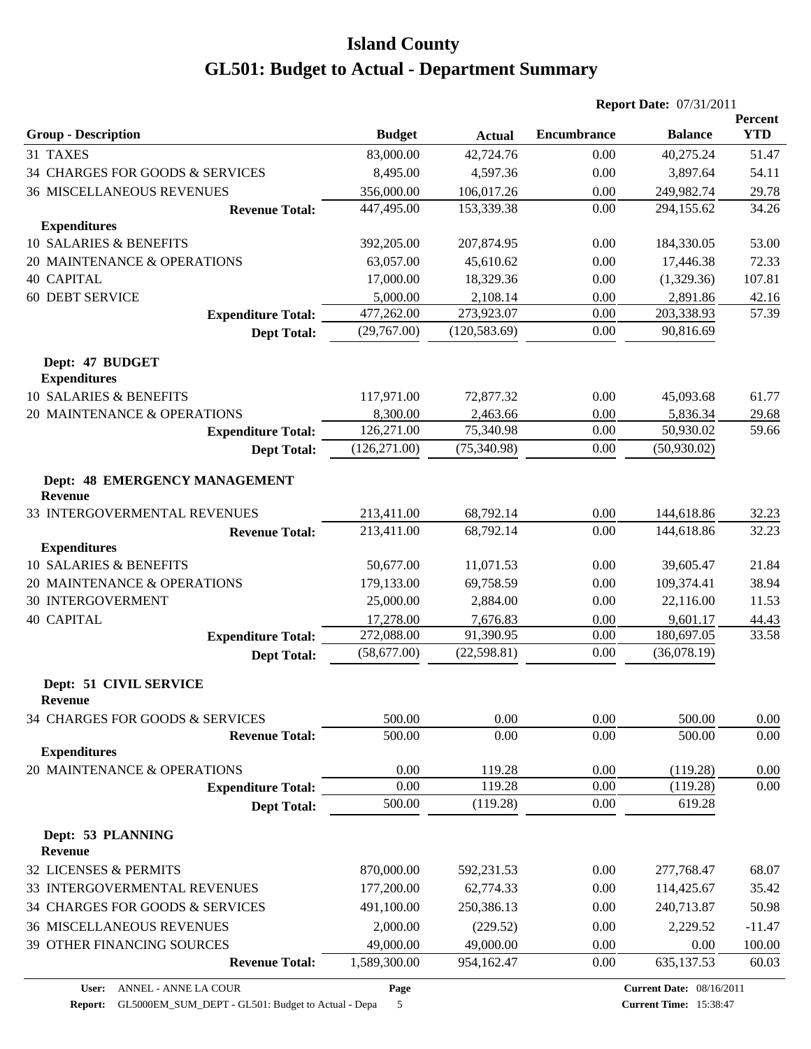# Island County
# GL501: Budget to Actual - Department Summary

**Report Date:** 07/31/2011

| Group - Description | Budget | Actual | Encumbrance | Balance | Percent YTD |
|---|---|---|---|---|---|
| 31 TAXES | 83,000.00 | 42,724.76 | 0.00 | 40,275.24 | 51.47 |
| 34 CHARGES FOR GOODS & SERVICES | 8,495.00 | 4,597.36 | 0.00 | 3,897.64 | 54.11 |
| 36 MISCELLANEOUS REVENUES | 356,000.00 | 106,017.26 | 0.00 | 249,982.74 | 29.78 |
| **Revenue Total:** | 447,495.00 | 153,339.38 | 0.00 | 294,155.62 | 34.26 |
| **Expenditures** | | | | | |
| 10 SALARIES & BENEFITS | 392,205.00 | 207,874.95 | 0.00 | 184,330.05 | 53.00 |
| 20 MAINTENANCE & OPERATIONS | 63,057.00 | 45,610.62 | 0.00 | 17,446.38 | 72.33 |
| 40 CAPITAL | 17,000.00 | 18,329.36 | 0.00 | (1,329.36) | 107.81 |
| 60 DEBT SERVICE | 5,000.00 | 2,108.14 | 0.00 | 2,891.86 | 42.16 |
| **Expenditure Total:** | 477,262.00 | 273,923.07 | 0.00 | 203,338.93 | 57.39 |
| **Dept Total:** | (29,767.00) | (120,583.69) | 0.00 | 90,816.69 | |
| **Dept: 47 BUDGET** | | | | | |
| **Expenditures** | | | | | |
| 10 SALARIES & BENEFITS | 117,971.00 | 72,877.32 | 0.00 | 45,093.68 | 61.77 |
| 20 MAINTENANCE & OPERATIONS | 8,300.00 | 2,463.66 | 0.00 | 5,836.34 | 29.68 |
| **Expenditure Total:** | 126,271.00 | 75,340.98 | 0.00 | 50,930.02 | 59.66 |
| **Dept Total:** | (126,271.00) | (75,340.98) | 0.00 | (50,930.02) | |
| **Dept: 48 EMERGENCY MANAGEMENT** | | | | | |
| **Revenue** | | | | | |
| 33 INTERGOVERMENTAL REVENUES | 213,411.00 | 68,792.14 | 0.00 | 144,618.86 | 32.23 |
| **Revenue Total:** | 213,411.00 | 68,792.14 | 0.00 | 144,618.86 | 32.23 |
| **Expenditures** | | | | | |
| 10 SALARIES & BENEFITS | 50,677.00 | 11,071.53 | 0.00 | 39,605.47 | 21.84 |
| 20 MAINTENANCE & OPERATIONS | 179,133.00 | 69,758.59 | 0.00 | 109,374.41 | 38.94 |
| 30 INTERGOVERMENT | 25,000.00 | 2,884.00 | 0.00 | 22,116.00 | 11.53 |
| 40 CAPITAL | 17,278.00 | 7,676.83 | 0.00 | 9,601.17 | 44.43 |
| **Expenditure Total:** | 272,088.00 | 91,390.95 | 0.00 | 180,697.05 | 33.58 |
| **Dept Total:** | (58,677.00) | (22,598.81) | 0.00 | (36,078.19) | |
| **Dept: 51 CIVIL SERVICE** | | | | | |
| **Revenue** | | | | | |
| 34 CHARGES FOR GOODS & SERVICES | 500.00 | 0.00 | 0.00 | 500.00 | 0.00 |
| **Revenue Total:** | 500.00 | 0.00 | 0.00 | 500.00 | 0.00 |
| **Expenditures** | | | | | |
| 20 MAINTENANCE & OPERATIONS | 0.00 | 119.28 | 0.00 | (119.28) | 0.00 |
| **Expenditure Total:** | 0.00 | 119.28 | 0.00 | (119.28) | 0.00 |
| **Dept Total:** | 500.00 | (119.28) | 0.00 | 619.28 | |
| **Dept: 53 PLANNING** | | | | | |
| **Revenue** | | | | | |
| 32 LICENSES & PERMITS | 870,000.00 | 592,231.53 | 0.00 | 277,768.47 | 68.07 |
| 33 INTERGOVERMENTAL REVENUES | 177,200.00 | 62,774.33 | 0.00 | 114,425.67 | 35.42 |
| 34 CHARGES FOR GOODS & SERVICES | 491,100.00 | 250,386.13 | 0.00 | 240,713.87 | 50.98 |
| 36 MISCELLANEOUS REVENUES | 2,000.00 | (229.52) | 0.00 | 2,229.52 | -11.47 |
| 39 OTHER FINANCING SOURCES | 49,000.00 | 49,000.00 | 0.00 | 0.00 | 100.00 |
| **Revenue Total:** | 1,589,300.00 | 954,162.47 | 0.00 | 635,137.53 | 60.03 |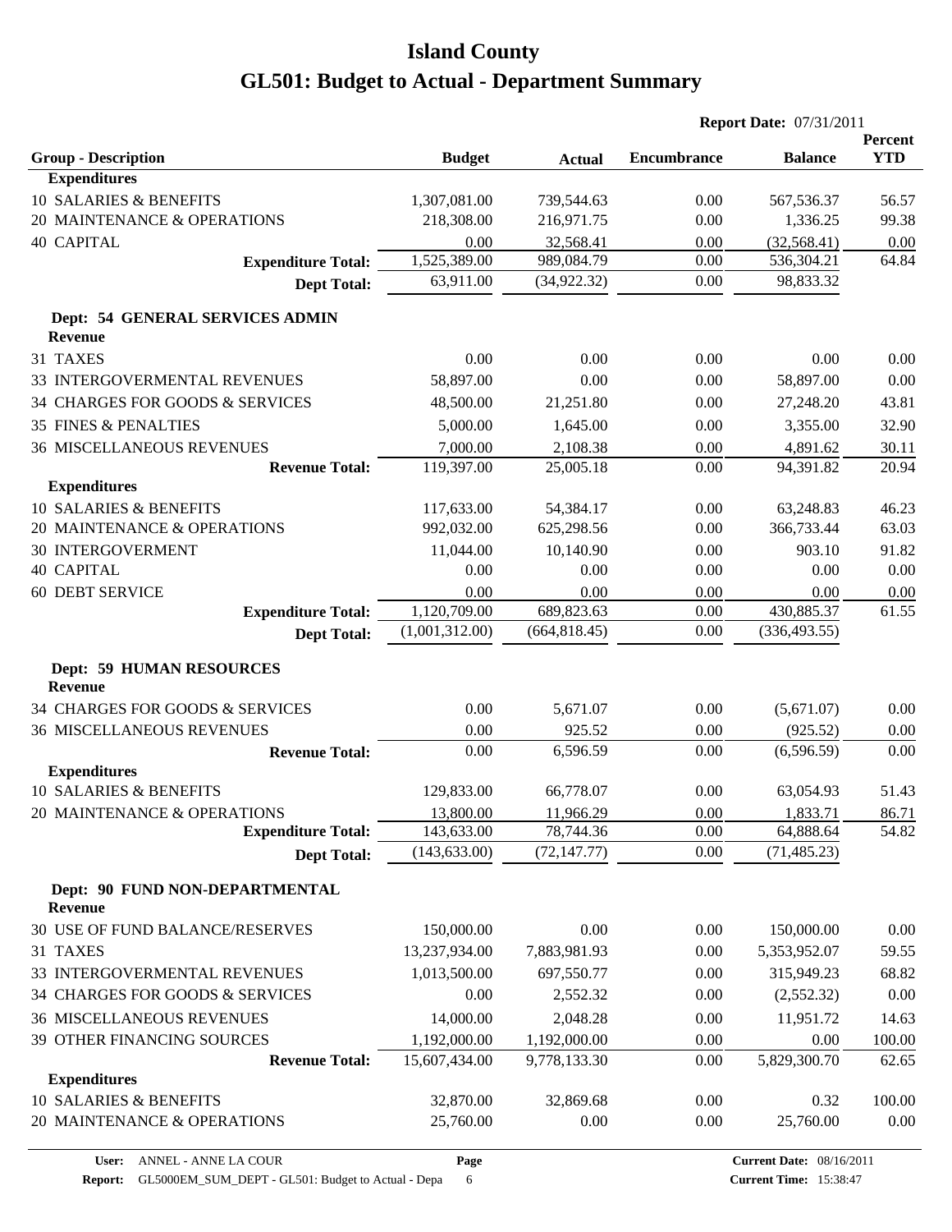# Island County
# GL501: Budget to Actual - Department Summary

**Report Date:** 07/31/2011

| Group - Description | Budget | Actual | Encumbrance | Balance | Percent YTD |
|---|---|---|---|---|---|
| **Expenditures** | | | | | |
| 10 SALARIES & BENEFITS | 1,307,081.00 | 739,544.63 | 0.00 | 567,536.37 | 56.57 |
| 20 MAINTENANCE & OPERATIONS | 218,308.00 | 216,971.75 | 0.00 | 1,336.25 | 99.38 |
| 40 CAPITAL | 0.00 | 32,568.41 | 0.00 | (32,568.41) | 0.00 |
| **Expenditure Total:** | 1,525,389.00 | 989,084.79 | 0.00 | 536,304.21 | 64.84 |
| **Dept Total:** | 63,911.00 | (34,922.32) | 0.00 | 98,833.32 | |
| **Dept: 54 GENERAL SERVICES ADMIN** | | | | | |
| **Revenue** | | | | | |
| 31 TAXES | 0.00 | 0.00 | 0.00 | 0.00 | 0.00 |
| 33 INTERGOVERMENTAL REVENUES | 58,897.00 | 0.00 | 0.00 | 58,897.00 | 0.00 |
| 34 CHARGES FOR GOODS & SERVICES | 48,500.00 | 21,251.80 | 0.00 | 27,248.20 | 43.81 |
| 35 FINES & PENALTIES | 5,000.00 | 1,645.00 | 0.00 | 3,355.00 | 32.90 |
| 36 MISCELLANEOUS REVENUES | 7,000.00 | 2,108.38 | 0.00 | 4,891.62 | 30.11 |
| **Revenue Total:** | 119,397.00 | 25,005.18 | 0.00 | 94,391.82 | 20.94 |
| **Expenditures** | | | | | |
| 10 SALARIES & BENEFITS | 117,633.00 | 54,384.17 | 0.00 | 63,248.83 | 46.23 |
| 20 MAINTENANCE & OPERATIONS | 992,032.00 | 625,298.56 | 0.00 | 366,733.44 | 63.03 |
| 30 INTERGOVERMENT | 11,044.00 | 10,140.90 | 0.00 | 903.10 | 91.82 |
| 40 CAPITAL | 0.00 | 0.00 | 0.00 | 0.00 | 0.00 |
| 60 DEBT SERVICE | 0.00 | 0.00 | 0.00 | 0.00 | 0.00 |
| **Expenditure Total:** | 1,120,709.00 | 689,823.63 | 0.00 | 430,885.37 | 61.55 |
| **Dept Total:** | (1,001,312.00) | (664,818.45) | 0.00 | (336,493.55) | |
| **Dept: 59 HUMAN RESOURCES** | | | | | |
| **Revenue** | | | | | |
| 34 CHARGES FOR GOODS & SERVICES | 0.00 | 5,671.07 | 0.00 | (5,671.07) | 0.00 |
| 36 MISCELLANEOUS REVENUES | 0.00 | 925.52 | 0.00 | (925.52) | 0.00 |
| **Revenue Total:** | 0.00 | 6,596.59 | 0.00 | (6,596.59) | 0.00 |
| **Expenditures** | | | | | |
| 10 SALARIES & BENEFITS | 129,833.00 | 66,778.07 | 0.00 | 63,054.93 | 51.43 |
| 20 MAINTENANCE & OPERATIONS | 13,800.00 | 11,966.29 | 0.00 | 1,833.71 | 86.71 |
| **Expenditure Total:** | 143,633.00 | 78,744.36 | 0.00 | 64,888.64 | 54.82 |
| **Dept Total:** | (143,633.00) | (72,147.77) | 0.00 | (71,485.23) | |
| **Dept: 90 FUND NON-DEPARTMENTAL** | | | | | |
| **Revenue** | | | | | |
| 30 USE OF FUND BALANCE/RESERVES | 150,000.00 | 0.00 | 0.00 | 150,000.00 | 0.00 |
| 31 TAXES | 13,237,934.00 | 7,883,981.93 | 0.00 | 5,353,952.07 | 59.55 |
| 33 INTERGOVERMENTAL REVENUES | 1,013,500.00 | 697,550.77 | 0.00 | 315,949.23 | 68.82 |
| 34 CHARGES FOR GOODS & SERVICES | 0.00 | 2,552.32 | 0.00 | (2,552.32) | 0.00 |
| 36 MISCELLANEOUS REVENUES | 14,000.00 | 2,048.28 | 0.00 | 11,951.72 | 14.63 |
| 39 OTHER FINANCING SOURCES | 1,192,000.00 | 1,192,000.00 | 0.00 | 0.00 | 100.00 |
| **Revenue Total:** | 15,607,434.00 | 9,778,133.30 | 0.00 | 5,829,300.70 | 62.65 |
| **Expenditures** | | | | | |
| 10 SALARIES & BENEFITS | 32,870.00 | 32,869.68 | 0.00 | 0.32 | 100.00 |
| 20 MAINTENANCE & OPERATIONS | 25,760.00 | 0.00 | 0.00 | 25,760.00 | 0.00 |

**User:** ANNEL - ANNE LA COUR
**Report:** GL5000EM_SUM_DEPT - GL501: Budget to Actual - Depa
**Page** 6
**Current Date:** 08/16/2011
**Current Time:** 15:38:47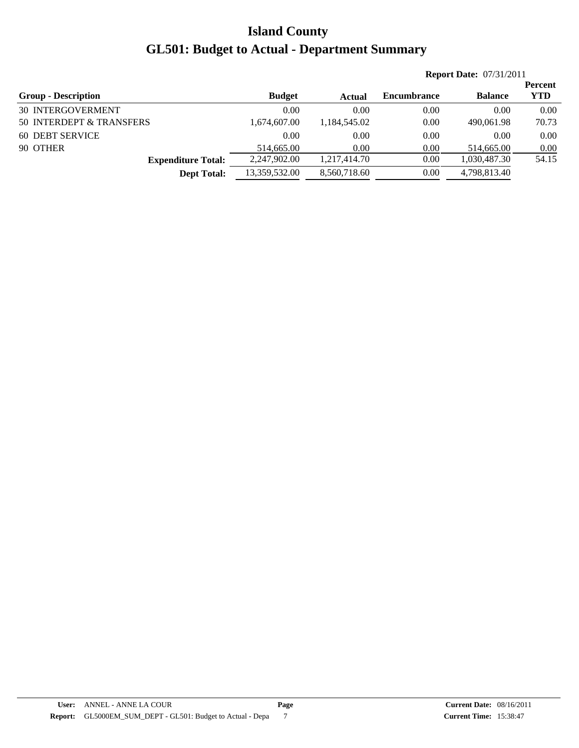# Island County

# GL501: Budget to Actual - Department Summary

**Report Date:** 07/31/2011

| Group - Description | Budget | Actual | Encumbrance | Balance | Percent YTD |
|---|---|---|---|---|---|
| 30 INTERGOVERMENT | 0.00 | 0.00 | 0.00 | 0.00 | 0.00 |
| 50 INTERDEPT & TRANSFERS | 1,674,607.00 | 1,184,545.02 | 0.00 | 490,061.98 | 70.73 |
| 60 DEBT SERVICE | 0.00 | 0.00 | 0.00 | 0.00 | 0.00 |
| 90 OTHER | 514,665.00 | 0.00 | 0.00 | 514,665.00 | 0.00 |
| **Expenditure Total:** | 2,247,902.00 | 1,217,414.70 | 0.00 | 1,030,487.30 | 54.15 |
| **Dept Total:** | 13,359,532.00 | 8,560,718.60 | 0.00 | 4,798,813.40 | |

**User:** ANNEL - ANNE LA COUR
**Report:** GL5000EM_SUM_DEPT - GL501: Budget to Actual - Depa
**Page** 7
**Current Date:** 08/16/2011
**Current Time:** 15:38:47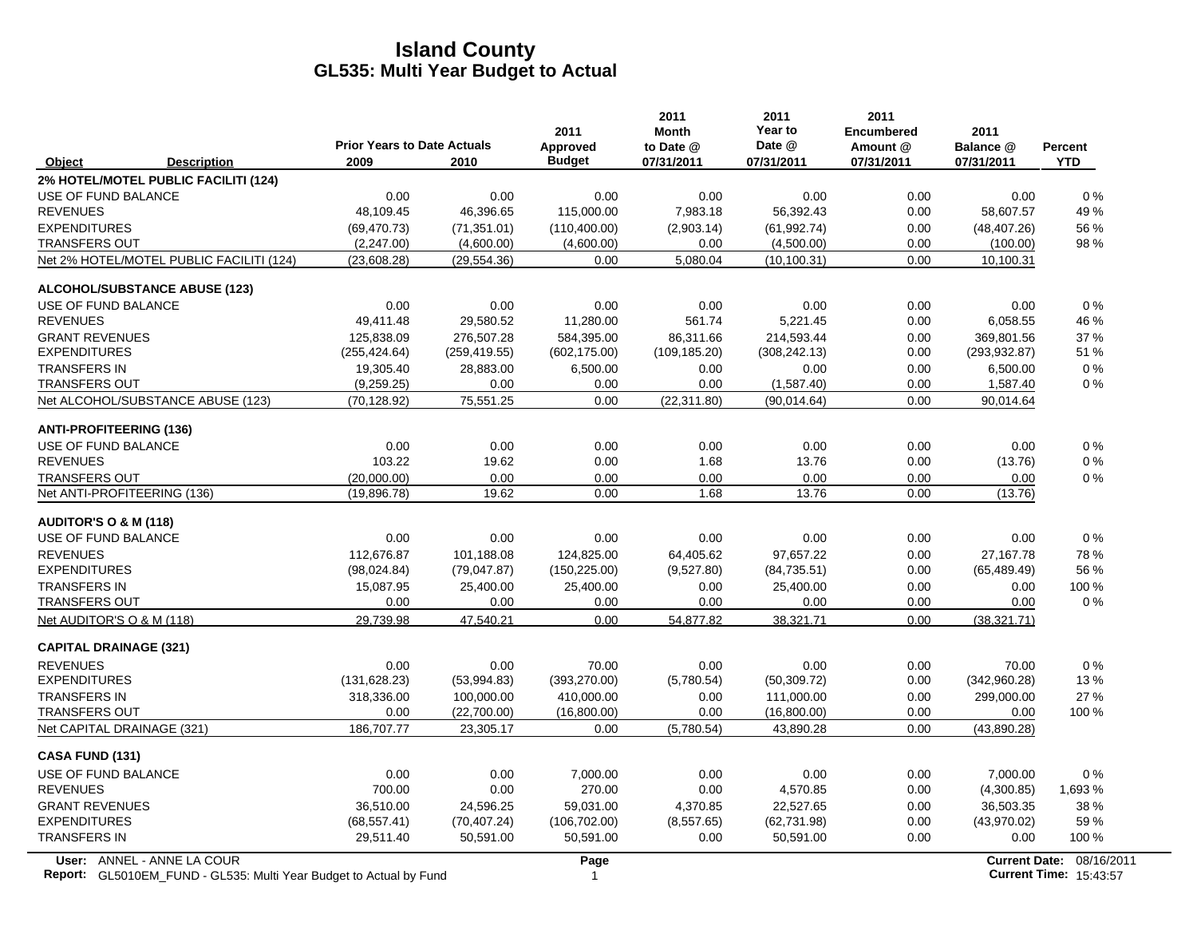# Island County
## GL535: Multi Year Budget to Actual

| Object | Description | Prior Years to Date Actuals 2009 | 2010 | 2011 Approved Budget | 2011 Month to Date @ 07/31/2011 | 2011 Year to Date @ 07/31/2011 | 2011 Encumbered Amount @ 07/31/2011 | 2011 Balance @ 07/31/2011 | Percent YTD |
|---|---|---|---|---|---|---|---|---|---|
| **2% HOTEL/MOTEL PUBLIC FACILITI (124)** | | | | | | | | | |
| USE OF FUND BALANCE | | 0.00 | 0.00 | 0.00 | 0.00 | 0.00 | 0.00 | 0.00 | 0 % |
| REVENUES | | 48,109.45 | 46,396.65 | 115,000.00 | 7,983.18 | 56,392.43 | 0.00 | 58,607.57 | 49 % |
| EXPENDITURES | | (69,470.73) | (71,351.01) | (110,400.00) | (2,903.14) | (61,992.74) | 0.00 | (48,407.26) | 56 % |
| TRANSFERS OUT | | (2,247.00) | (4,600.00) | (4,600.00) | 0.00 | (4,500.00) | 0.00 | (100.00) | 98 % |
| Net 2% HOTEL/MOTEL PUBLIC FACILITI (124) | | (23,608.28) | (29,554.36) | 0.00 | 5,080.04 | (10,100.31) | 0.00 | 10,100.31 | |
| **ALCOHOL/SUBSTANCE ABUSE (123)** | | | | | | | | | |
| USE OF FUND BALANCE | | 0.00 | 0.00 | 0.00 | 0.00 | 0.00 | 0.00 | 0.00 | 0 % |
| REVENUES | | 49,411.48 | 29,580.52 | 11,280.00 | 561.74 | 5,221.45 | 0.00 | 6,058.55 | 46 % |
| GRANT REVENUES | | 125,838.09 | 276,507.28 | 584,395.00 | 86,311.66 | 214,593.44 | 0.00 | 369,801.56 | 37 % |
| EXPENDITURES | | (255,424.64) | (259,419.55) | (602,175.00) | (109,185.20) | (308,242.13) | 0.00 | (293,932.87) | 51 % |
| TRANSFERS IN | | 19,305.40 | 28,883.00 | 6,500.00 | 0.00 | 0.00 | 0.00 | 6,500.00 | 0 % |
| TRANSFERS OUT | | (9,259.25) | 0.00 | 0.00 | 0.00 | (1,587.40) | 0.00 | 1,587.40 | 0 % |
| Net ALCOHOL/SUBSTANCE ABUSE (123) | | (70,128.92) | 75,551.25 | 0.00 | (22,311.80) | (90,014.64) | 0.00 | 90,014.64 | |
| **ANTI-PROFITEERING (136)** | | | | | | | | | |
| USE OF FUND BALANCE | | 0.00 | 0.00 | 0.00 | 0.00 | 0.00 | 0.00 | 0.00 | 0 % |
| REVENUES | | 103.22 | 19.62 | 0.00 | 1.68 | 13.76 | 0.00 | (13.76) | 0 % |
| TRANSFERS OUT | | (20,000.00) | 0.00 | 0.00 | 0.00 | 0.00 | 0.00 | 0.00 | 0 % |
| Net ANTI-PROFITEERING (136) | | (19,896.78) | 19.62 | 0.00 | 1.68 | 13.76 | 0.00 | (13.76) | |
| **AUDITOR'S O & M (118)** | | | | | | | | | |
| USE OF FUND BALANCE | | 0.00 | 0.00 | 0.00 | 0.00 | 0.00 | 0.00 | 0.00 | 0 % |
| REVENUES | | 112,676.87 | 101,188.08 | 124,825.00 | 64,405.62 | 97,657.22 | 0.00 | 27,167.78 | 78 % |
| EXPENDITURES | | (98,024.84) | (79,047.87) | (150,225.00) | (9,527.80) | (84,735.51) | 0.00 | (65,489.49) | 56 % |
| TRANSFERS IN | | 15,087.95 | 25,400.00 | 25,400.00 | 0.00 | 25,400.00 | 0.00 | 0.00 | 100 % |
| TRANSFERS OUT | | 0.00 | 0.00 | 0.00 | 0.00 | 0.00 | 0.00 | 0.00 | 0 % |
| Net AUDITOR'S O & M (118) | | 29,739.98 | 47,540.21 | 0.00 | 54,877.82 | 38,321.71 | 0.00 | (38,321.71) | |
| **CAPITAL DRAINAGE (321)** | | | | | | | | | |
| REVENUES | | 0.00 | 0.00 | 70.00 | 0.00 | 0.00 | 0.00 | 70.00 | 0 % |
| EXPENDITURES | | (131,628.23) | (53,994.83) | (393,270.00) | (5,780.54) | (50,309.72) | 0.00 | (342,960.28) | 13 % |
| TRANSFERS IN | | 318,336.00 | 100,000.00 | 410,000.00 | 0.00 | 111,000.00 | 0.00 | 299,000.00 | 27 % |
| TRANSFERS OUT | | 0.00 | (22,700.00) | (16,800.00) | 0.00 | (16,800.00) | 0.00 | 0.00 | 100 % |
| Net CAPITAL DRAINAGE (321) | | 186,707.77 | 23,305.17 | 0.00 | (5,780.54) | 43,890.28 | 0.00 | (43,890.28) | |
| **CASA FUND (131)** | | | | | | | | | |
| USE OF FUND BALANCE | | 0.00 | 0.00 | 7,000.00 | 0.00 | 0.00 | 0.00 | 7,000.00 | 0 % |
| REVENUES | | 700.00 | 0.00 | 270.00 | 0.00 | 4,570.85 | 0.00 | (4,300.85) | 1,693 % |
| GRANT REVENUES | | 36,510.00 | 24,596.25 | 59,031.00 | 4,370.85 | 22,527.65 | 0.00 | 36,503.35 | 38 % |
| EXPENDITURES | | (68,557.41) | (70,407.24) | (106,702.00) | (8,557.65) | (62,731.98) | 0.00 | (43,970.02) | 59 % |
| TRANSFERS IN | | 29,511.40 | 50,591.00 | 50,591.00 | 0.00 | 50,591.00 | 0.00 | 0.00 | 100 % |

User: ANNEL - ANNE LA COUR
Report: GL5010EM_FUND - GL535: Multi Year Budget to Actual by Fund
Current Date: 08/16/2011
Current Time: 15:43:57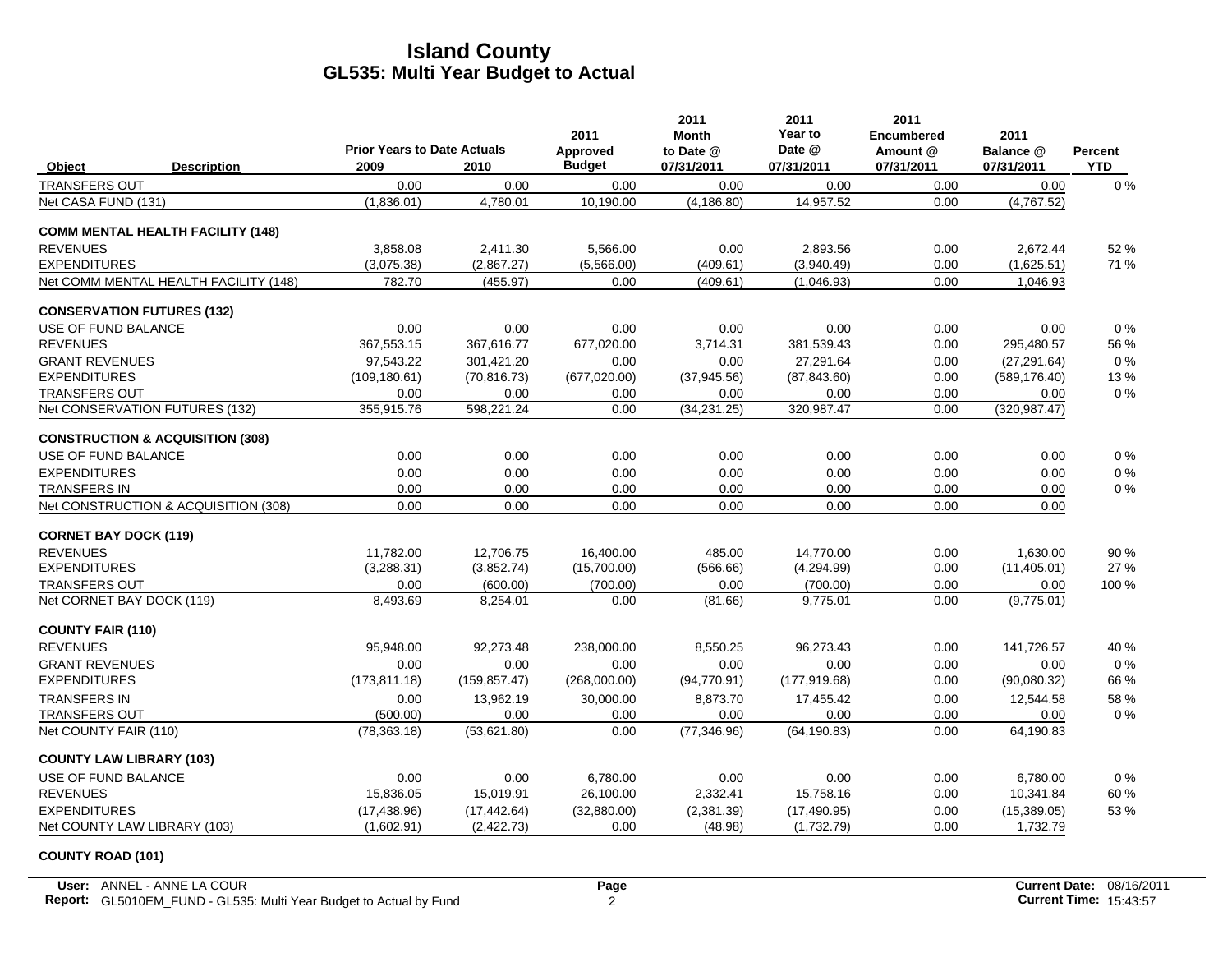# Island County
## GL535: Multi Year Budget to Actual

| Object | Description | Prior Years to Date Actuals 2009 | 2010 | 2011 Approved Budget | 2011 Month to Date @ 07/31/2011 | 2011 Year to Date @ 07/31/2011 | 2011 Encumbered Amount @ 07/31/2011 | 2011 Balance @ 07/31/2011 | Percent YTD |
|---|---|---|---|---|---|---|---|---|---|
| TRANSFERS OUT | | 0.00 | 0.00 | 0.00 | 0.00 | 0.00 | 0.00 | 0.00 | 0 % |
| Net CASA FUND (131) | | (1,836.01) | 4,780.01 | 10,190.00 | (4,186.80) | 14,957.52 | 0.00 | (4,767.52) | |
| **COMM MENTAL HEALTH FACILITY (148)** | | | | | | | | | |
| REVENUES | | 3,858.08 | 2,411.30 | 5,566.00 | 0.00 | 2,893.56 | 0.00 | 2,672.44 | 52 % |
| EXPENDITURES | | (3,075.38) | (2,867.27) | (5,566.00) | (409.61) | (3,940.49) | 0.00 | (1,625.51) | 71 % |
| Net COMM MENTAL HEALTH FACILITY (148) | | 782.70 | (455.97) | 0.00 | (409.61) | (1,046.93) | 0.00 | 1,046.93 | |
| **CONSERVATION FUTURES (132)** | | | | | | | | | |
| USE OF FUND BALANCE | | 0.00 | 0.00 | 0.00 | 0.00 | 0.00 | 0.00 | 0.00 | 0 % |
| REVENUES | | 367,553.15 | 367,616.77 | 677,020.00 | 3,714.31 | 381,539.43 | 0.00 | 295,480.57 | 56 % |
| GRANT REVENUES | | 97,543.22 | 301,421.20 | 0.00 | 0.00 | 27,291.64 | 0.00 | (27,291.64) | 0 % |
| EXPENDITURES | | (109,180.61) | (70,816.73) | (677,020.00) | (37,945.56) | (87,843.60) | 0.00 | (589,176.40) | 13 % |
| TRANSFERS OUT | | 0.00 | 0.00 | 0.00 | 0.00 | 0.00 | 0.00 | 0.00 | 0 % |
| Net CONSERVATION FUTURES (132) | | 355,915.76 | 598,221.24 | 0.00 | (34,231.25) | 320,987.47 | 0.00 | (320,987.47) | |
| **CONSTRUCTION & ACQUISITION (308)** | | | | | | | | | |
| USE OF FUND BALANCE | | 0.00 | 0.00 | 0.00 | 0.00 | 0.00 | 0.00 | 0.00 | 0 % |
| EXPENDITURES | | 0.00 | 0.00 | 0.00 | 0.00 | 0.00 | 0.00 | 0.00 | 0 % |
| TRANSFERS IN | | 0.00 | 0.00 | 0.00 | 0.00 | 0.00 | 0.00 | 0.00 | 0 % |
| Net CONSTRUCTION & ACQUISITION (308) | | 0.00 | 0.00 | 0.00 | 0.00 | 0.00 | 0.00 | 0.00 | |
| **CORNET BAY DOCK (119)** | | | | | | | | | |
| REVENUES | | 11,782.00 | 12,706.75 | 16,400.00 | 485.00 | 14,770.00 | 0.00 | 1,630.00 | 90 % |
| EXPENDITURES | | (3,288.31) | (3,852.74) | (15,700.00) | (566.66) | (4,294.99) | 0.00 | (11,405.01) | 27 % |
| TRANSFERS OUT | | 0.00 | (600.00) | (700.00) | 0.00 | (700.00) | 0.00 | 0.00 | 100 % |
| Net CORNET BAY DOCK (119) | | 8,493.69 | 8,254.01 | 0.00 | (81.66) | 9,775.01 | 0.00 | (9,775.01) | |
| **COUNTY FAIR (110)** | | | | | | | | | |
| REVENUES | | 95,948.00 | 92,273.48 | 238,000.00 | 8,550.25 | 96,273.43 | 0.00 | 141,726.57 | 40 % |
| GRANT REVENUES | | 0.00 | 0.00 | 0.00 | 0.00 | 0.00 | 0.00 | 0.00 | 0 % |
| EXPENDITURES | | (173,811.18) | (159,857.47) | (268,000.00) | (94,770.91) | (177,919.68) | 0.00 | (90,080.32) | 66 % |
| TRANSFERS IN | | 0.00 | 13,962.19 | 30,000.00 | 8,873.70 | 17,455.42 | 0.00 | 12,544.58 | 58 % |
| TRANSFERS OUT | | (500.00) | 0.00 | 0.00 | 0.00 | 0.00 | 0.00 | 0.00 | 0 % |
| Net COUNTY FAIR (110) | | (78,363.18) | (53,621.80) | 0.00 | (77,346.96) | (64,190.83) | 0.00 | 64,190.83 | |
| **COUNTY LAW LIBRARY (103)** | | | | | | | | | |
| USE OF FUND BALANCE | | 0.00 | 0.00 | 6,780.00 | 0.00 | 0.00 | 0.00 | 6,780.00 | 0 % |
| REVENUES | | 15,836.05 | 15,019.91 | 26,100.00 | 2,332.41 | 15,758.16 | 0.00 | 10,341.84 | 60 % |
| EXPENDITURES | | (17,438.96) | (17,442.64) | (32,880.00) | (2,381.39) | (17,490.95) | 0.00 | (15,389.05) | 53 % |
| Net COUNTY LAW LIBRARY (103) | | (1,602.91) | (2,422.73) | 0.00 | (48.98) | (1,732.79) | 0.00 | 1,732.79 | |
| **COUNTY ROAD (101)** | | | | | | | | | |

User: ANNEL - ANNE LA COUR
Report: GL5010EM_FUND - GL535: Multi Year Budget to Actual by Fund
Current Date: 08/16/2011
Current Time: 15:43:57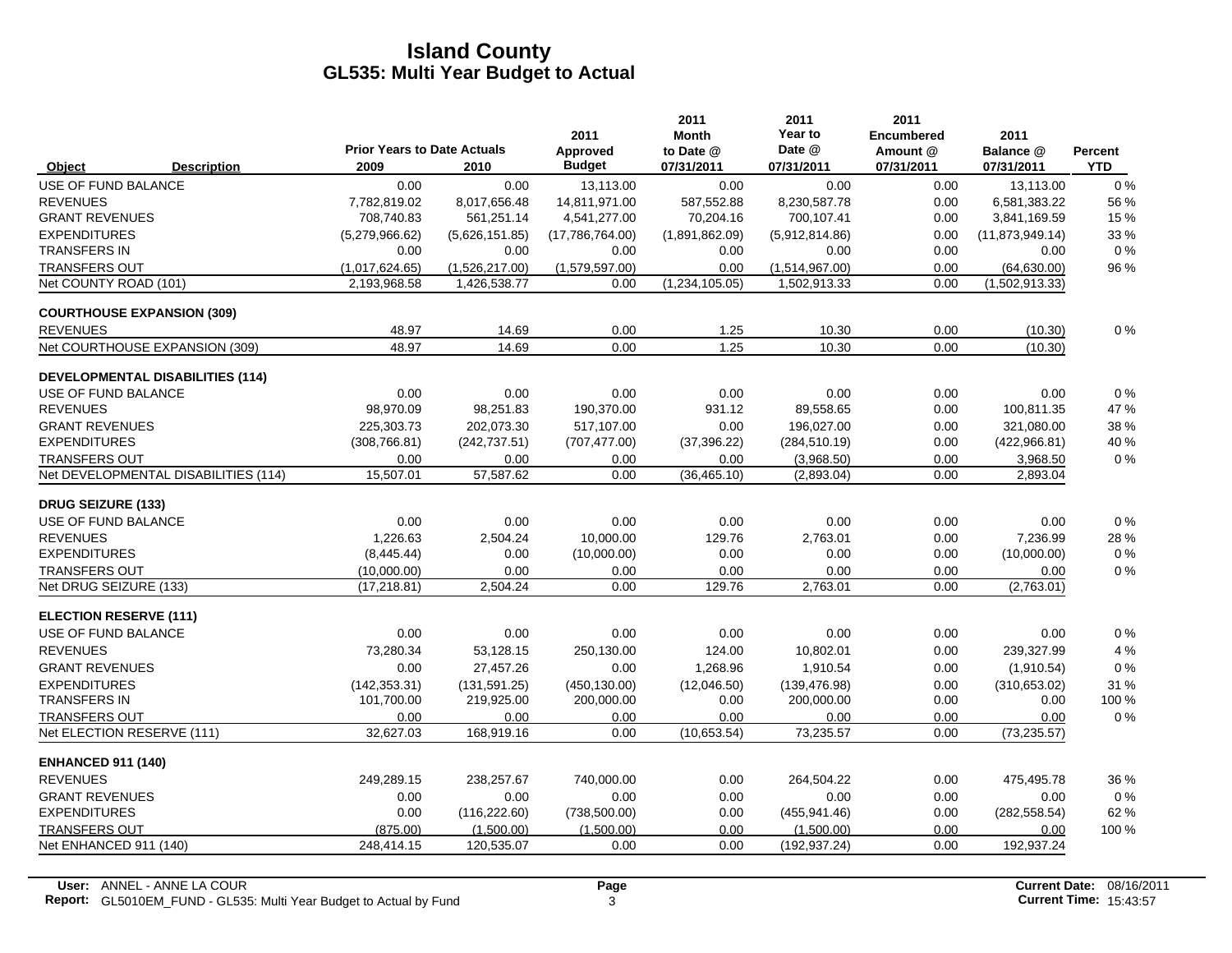# Island County
## GL535: Multi Year Budget to Actual

| Object | Description | Prior Years to Date Actuals 2009 | 2010 | 2011 Approved Budget | 2011 Month to Date @ 07/31/2011 | 2011 Year to Date @ 07/31/2011 | 2011 Encumbered Amount @ 07/31/2011 | 2011 Balance @ 07/31/2011 | Percent YTD |
|---|---|---|---|---|---|---|---|---|---|
| USE OF FUND BALANCE | | 0.00 | 0.00 | 13,113.00 | 0.00 | 0.00 | 0.00 | 13,113.00 | 0 % |
| REVENUES | | 7,782,819.02 | 8,017,656.48 | 14,811,971.00 | 587,552.88 | 8,230,587.78 | 0.00 | 6,581,383.22 | 56 % |
| GRANT REVENUES | | 708,740.83 | 561,251.14 | 4,541,277.00 | 70,204.16 | 700,107.41 | 0.00 | 3,841,169.59 | 15 % |
| EXPENDITURES | | (5,279,966.62) | (5,626,151.85) | (17,786,764.00) | (1,891,862.09) | (5,912,814.86) | 0.00 | (11,873,949.14) | 33 % |
| TRANSFERS IN | | 0.00 | 0.00 | 0.00 | 0.00 | 0.00 | 0.00 | 0.00 | 0 % |
| TRANSFERS OUT | | (1,017,624.65) | (1,526,217.00) | (1,579,597.00) | 0.00 | (1,514,967.00) | 0.00 | (64,630.00) | 96 % |
| Net COUNTY ROAD (101) | | 2,193,968.58 | 1,426,538.77 | 0.00 | (1,234,105.05) | 1,502,913.33 | 0.00 | (1,502,913.33) | |
| **COURTHOUSE EXPANSION (309)** | | | | | | | | | |
| REVENUES | | 48.97 | 14.69 | 0.00 | 1.25 | 10.30 | 0.00 | (10.30) | 0 % |
| Net COURTHOUSE EXPANSION (309) | | 48.97 | 14.69 | 0.00 | 1.25 | 10.30 | 0.00 | (10.30) | |
| **DEVELOPMENTAL DISABILITIES (114)** | | | | | | | | | |
| USE OF FUND BALANCE | | 0.00 | 0.00 | 0.00 | 0.00 | 0.00 | 0.00 | 0.00 | 0 % |
| REVENUES | | 98,970.09 | 98,251.83 | 190,370.00 | 931.12 | 89,558.65 | 0.00 | 100,811.35 | 47 % |
| GRANT REVENUES | | 225,303.73 | 202,073.30 | 517,107.00 | 0.00 | 196,027.00 | 0.00 | 321,080.00 | 38 % |
| EXPENDITURES | | (308,766.81) | (242,737.51) | (707,477.00) | (37,396.22) | (284,510.19) | 0.00 | (422,966.81) | 40 % |
| TRANSFERS OUT | | 0.00 | 0.00 | 0.00 | 0.00 | (3,968.50) | 0.00 | 3,968.50 | 0 % |
| Net DEVELOPMENTAL DISABILITIES (114) | | 15,507.01 | 57,587.62 | 0.00 | (36,465.10) | (2,893.04) | 0.00 | 2,893.04 | |
| **DRUG SEIZURE (133)** | | | | | | | | | |
| USE OF FUND BALANCE | | 0.00 | 0.00 | 0.00 | 0.00 | 0.00 | 0.00 | 0.00 | 0 % |
| REVENUES | | 1,226.63 | 2,504.24 | 10,000.00 | 129.76 | 2,763.01 | 0.00 | 7,236.99 | 28 % |
| EXPENDITURES | | (8,445.44) | 0.00 | (10,000.00) | 0.00 | 0.00 | 0.00 | (10,000.00) | 0 % |
| TRANSFERS OUT | | (10,000.00) | 0.00 | 0.00 | 0.00 | 0.00 | 0.00 | 0.00 | 0 % |
| Net DRUG SEIZURE (133) | | (17,218.81) | 2,504.24 | 0.00 | 129.76 | 2,763.01 | 0.00 | (2,763.01) | |
| **ELECTION RESERVE (111)** | | | | | | | | | |
| USE OF FUND BALANCE | | 0.00 | 0.00 | 0.00 | 0.00 | 0.00 | 0.00 | 0.00 | 0 % |
| REVENUES | | 73,280.34 | 53,128.15 | 250,130.00 | 124.00 | 10,802.01 | 0.00 | 239,327.99 | 4 % |
| GRANT REVENUES | | 0.00 | 27,457.26 | 0.00 | 1,268.96 | 1,910.54 | 0.00 | (1,910.54) | 0 % |
| EXPENDITURES | | (142,353.31) | (131,591.25) | (450,130.00) | (12,046.50) | (139,476.98) | 0.00 | (310,653.02) | 31 % |
| TRANSFERS IN | | 101,700.00 | 219,925.00 | 200,000.00 | 0.00 | 200,000.00 | 0.00 | 0.00 | 100 % |
| TRANSFERS OUT | | 0.00 | 0.00 | 0.00 | 0.00 | 0.00 | 0.00 | 0.00 | 0 % |
| Net ELECTION RESERVE (111) | | 32,627.03 | 168,919.16 | 0.00 | (10,653.54) | 73,235.57 | 0.00 | (73,235.57) | |
| **ENHANCED 911 (140)** | | | | | | | | | |
| REVENUES | | 249,289.15 | 238,257.67 | 740,000.00 | 0.00 | 264,504.22 | 0.00 | 475,495.78 | 36 % |
| GRANT REVENUES | | 0.00 | 0.00 | 0.00 | 0.00 | 0.00 | 0.00 | 0.00 | 0 % |
| EXPENDITURES | | 0.00 | (116,222.60) | (738,500.00) | 0.00 | (455,941.46) | 0.00 | (282,558.54) | 62 % |
| TRANSFERS OUT | | (875.00) | (1,500.00) | (1,500.00) | 0.00 | (1,500.00) | 0.00 | 0.00 | 100 % |
| Net ENHANCED 911 (140) | | 248,414.15 | 120,535.07 | 0.00 | 0.00 | (192,937.24) | 0.00 | 192,937.24 | |

**User:** ANNEL - ANNE LA COUR
**Report:** GL5010EM_FUND - GL535: Multi Year Budget to Actual by Fund

**Current Date:** 08/16/2011
**Current Time:** 15:43:57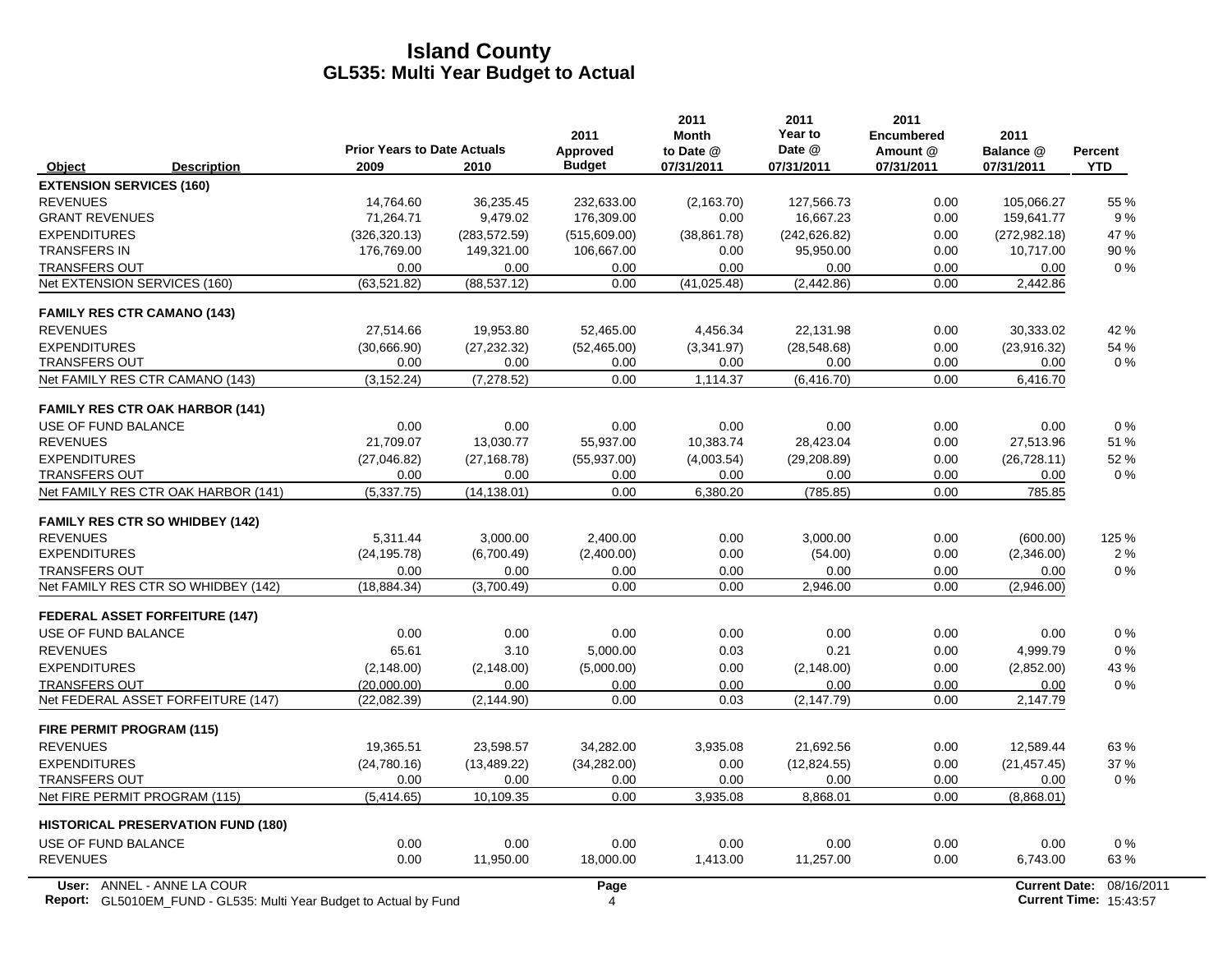# Island County
## GL535: Multi Year Budget to Actual

| Object | Description | Prior Years to Date Actuals 2009 | 2010 | 2011 Approved Budget | 2011 Month to Date @ 07/31/2011 | 2011 Year to Date @ 07/31/2011 | 2011 Encumbered Amount @ 07/31/2011 | 2011 Balance @ 07/31/2011 | Percent YTD |
|---|---|---|---|---|---|---|---|---|---|
| **EXTENSION SERVICES (160)** | | | | | | | | | |
| REVENUES | | 14,764.60 | 36,235.45 | 232,633.00 | (2,163.70) | 127,566.73 | 0.00 | 105,066.27 | 55 % |
| GRANT REVENUES | | 71,264.71 | 9,479.02 | 176,309.00 | 0.00 | 16,667.23 | 0.00 | 159,641.77 | 9 % |
| EXPENDITURES | | (326,320.13) | (283,572.59) | (515,609.00) | (38,861.78) | (242,626.82) | 0.00 | (272,982.18) | 47 % |
| TRANSFERS IN | | 176,769.00 | 149,321.00 | 106,667.00 | 0.00 | 95,950.00 | 0.00 | 10,717.00 | 90 % |
| TRANSFERS OUT | | 0.00 | 0.00 | 0.00 | 0.00 | 0.00 | 0.00 | 0.00 | 0 % |
| Net EXTENSION SERVICES (160) | | (63,521.82) | (88,537.12) | 0.00 | (41,025.48) | (2,442.86) | 0.00 | 2,442.86 | |
| **FAMILY RES CTR CAMANO (143)** | | | | | | | | | |
| REVENUES | | 27,514.66 | 19,953.80 | 52,465.00 | 4,456.34 | 22,131.98 | 0.00 | 30,333.02 | 42 % |
| EXPENDITURES | | (30,666.90) | (27,232.32) | (52,465.00) | (3,341.97) | (28,548.68) | 0.00 | (23,916.32) | 54 % |
| TRANSFERS OUT | | 0.00 | 0.00 | 0.00 | 0.00 | 0.00 | 0.00 | 0.00 | 0 % |
| Net FAMILY RES CTR CAMANO (143) | | (3,152.24) | (7,278.52) | 0.00 | 1,114.37 | (6,416.70) | 0.00 | 6,416.70 | |
| **FAMILY RES CTR OAK HARBOR (141)** | | | | | | | | | |
| USE OF FUND BALANCE | | 0.00 | 0.00 | 0.00 | 0.00 | 0.00 | 0.00 | 0.00 | 0 % |
| REVENUES | | 21,709.07 | 13,030.77 | 55,937.00 | 10,383.74 | 28,423.04 | 0.00 | 27,513.96 | 51 % |
| EXPENDITURES | | (27,046.82) | (27,168.78) | (55,937.00) | (4,003.54) | (29,208.89) | 0.00 | (26,728.11) | 52 % |
| TRANSFERS OUT | | 0.00 | 0.00 | 0.00 | 0.00 | 0.00 | 0.00 | 0.00 | 0 % |
| Net FAMILY RES CTR OAK HARBOR (141) | | (5,337.75) | (14,138.01) | 0.00 | 6,380.20 | (785.85) | 0.00 | 785.85 | |
| **FAMILY RES CTR SO WHIDBEY (142)** | | | | | | | | | |
| REVENUES | | 5,311.44 | 3,000.00 | 2,400.00 | 0.00 | 3,000.00 | 0.00 | (600.00) | 125 % |
| EXPENDITURES | | (24,195.78) | (6,700.49) | (2,400.00) | 0.00 | (54.00) | 0.00 | (2,346.00) | 2 % |
| TRANSFERS OUT | | 0.00 | 0.00 | 0.00 | 0.00 | 0.00 | 0.00 | 0.00 | 0 % |
| Net FAMILY RES CTR SO WHIDBEY (142) | | (18,884.34) | (3,700.49) | 0.00 | 0.00 | 2,946.00 | 0.00 | (2,946.00) | |
| **FEDERAL ASSET FORFEITURE (147)** | | | | | | | | | |
| USE OF FUND BALANCE | | 0.00 | 0.00 | 0.00 | 0.00 | 0.00 | 0.00 | 0.00 | 0 % |
| REVENUES | | 65.61 | 3.10 | 5,000.00 | 0.03 | 0.21 | 0.00 | 4,999.79 | 0 % |
| EXPENDITURES | | (2,148.00) | (2,148.00) | (5,000.00) | 0.00 | (2,148.00) | 0.00 | (2,852.00) | 43 % |
| TRANSFERS OUT | | (20,000.00) | 0.00 | 0.00 | 0.00 | 0.00 | 0.00 | 0.00 | 0 % |
| Net FEDERAL ASSET FORFEITURE (147) | | (22,082.39) | (2,144.90) | 0.00 | 0.03 | (2,147.79) | 0.00 | 2,147.79 | |
| **FIRE PERMIT PROGRAM (115)** | | | | | | | | | |
| REVENUES | | 19,365.51 | 23,598.57 | 34,282.00 | 3,935.08 | 21,692.56 | 0.00 | 12,589.44 | 63 % |
| EXPENDITURES | | (24,780.16) | (13,489.22) | (34,282.00) | 0.00 | (12,824.55) | 0.00 | (21,457.45) | 37 % |
| TRANSFERS OUT | | 0.00 | 0.00 | 0.00 | 0.00 | 0.00 | 0.00 | 0.00 | 0 % |
| Net FIRE PERMIT PROGRAM (115) | | (5,414.65) | 10,109.35 | 0.00 | 3,935.08 | 8,868.01 | 0.00 | (8,868.01) | |
| **HISTORICAL PRESERVATION FUND (180)** | | | | | | | | | |
| USE OF FUND BALANCE | | 0.00 | 0.00 | 0.00 | 0.00 | 0.00 | 0.00 | 0.00 | 0 % |
| REVENUES | | 0.00 | 11,950.00 | 18,000.00 | 1,413.00 | 11,257.00 | 0.00 | 6,743.00 | 63 % |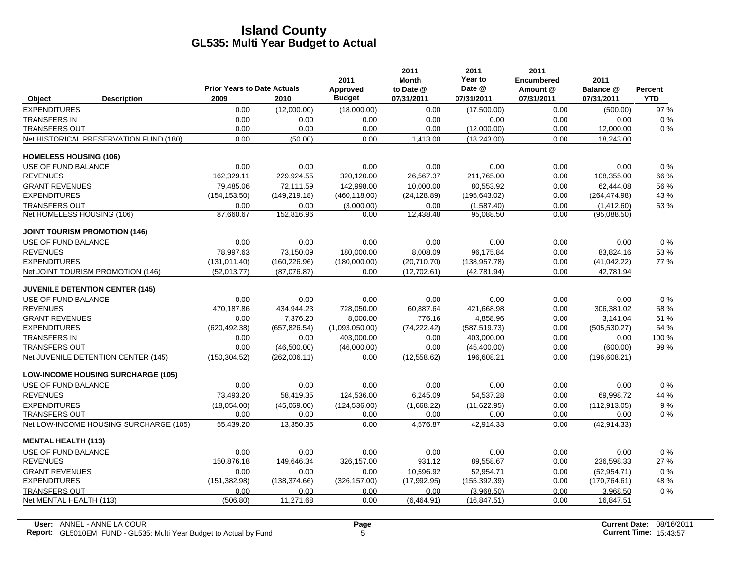# Island County
## GL535: Multi Year Budget to Actual

| Object | Description | Prior Years to Date Actuals 2009 | 2010 | 2011 Approved Budget | 2011 Month to Date @ 07/31/2011 | 2011 Year to Date @ 07/31/2011 | 2011 Encumbered Amount @ 07/31/2011 | 2011 Balance @ 07/31/2011 | Percent YTD |
|---|---|---|---|---|---|---|---|---|---|
| EXPENDITURES | | 0.00 | (12,000.00) | (18,000.00) | 0.00 | (17,500.00) | 0.00 | (500.00) | 97 % |
| TRANSFERS IN | | 0.00 | 0.00 | 0.00 | 0.00 | 0.00 | 0.00 | 0.00 | 0 % |
| TRANSFERS OUT | | 0.00 | 0.00 | 0.00 | 0.00 | (12,000.00) | 0.00 | 12,000.00 | 0 % |
| Net HISTORICAL PRESERVATION FUND (180) | | 0.00 | (50.00) | 0.00 | 1,413.00 | (18,243.00) | 0.00 | 18,243.00 | |
| **HOMELESS HOUSING (106)** | | | | | | | | | |
| USE OF FUND BALANCE | | 0.00 | 0.00 | 0.00 | 0.00 | 0.00 | 0.00 | 0.00 | 0 % |
| REVENUES | | 162,329.11 | 229,924.55 | 320,120.00 | 26,567.37 | 211,765.00 | 0.00 | 108,355.00 | 66 % |
| GRANT REVENUES | | 79,485.06 | 72,111.59 | 142,998.00 | 10,000.00 | 80,553.92 | 0.00 | 62,444.08 | 56 % |
| EXPENDITURES | | (154,153.50) | (149,219.18) | (460,118.00) | (24,128.89) | (195,643.02) | 0.00 | (264,474.98) | 43 % |
| TRANSFERS OUT | | 0.00 | 0.00 | (3,000.00) | 0.00 | (1,587.40) | 0.00 | (1,412.60) | 53 % |
| Net HOMELESS HOUSING (106) | | 87,660.67 | 152,816.96 | 0.00 | 12,438.48 | 95,088.50 | 0.00 | (95,088.50) | |
| **JOINT TOURISM PROMOTION (146)** | | | | | | | | | |
| USE OF FUND BALANCE | | 0.00 | 0.00 | 0.00 | 0.00 | 0.00 | 0.00 | 0.00 | 0 % |
| REVENUES | | 78,997.63 | 73,150.09 | 180,000.00 | 8,008.09 | 96,175.84 | 0.00 | 83,824.16 | 53 % |
| EXPENDITURES | | (131,011.40) | (160,226.96) | (180,000.00) | (20,710.70) | (138,957.78) | 0.00 | (41,042.22) | 77 % |
| Net JOINT TOURISM PROMOTION (146) | | (52,013.77) | (87,076.87) | 0.00 | (12,702.61) | (42,781.94) | 0.00 | 42,781.94 | |
| **JUVENILE DETENTION CENTER (145)** | | | | | | | | | |
| USE OF FUND BALANCE | | 0.00 | 0.00 | 0.00 | 0.00 | 0.00 | 0.00 | 0.00 | 0 % |
| REVENUES | | 470,187.86 | 434,944.23 | 728,050.00 | 60,887.64 | 421,668.98 | 0.00 | 306,381.02 | 58 % |
| GRANT REVENUES | | 0.00 | 7,376.20 | 8,000.00 | 776.16 | 4,858.96 | 0.00 | 3,141.04 | 61 % |
| EXPENDITURES | | (620,492.38) | (657,826.54) | (1,093,050.00) | (74,222.42) | (587,519.73) | 0.00 | (505,530.27) | 54 % |
| TRANSFERS IN | | 0.00 | 0.00 | 403,000.00 | 0.00 | 403,000.00 | 0.00 | 0.00 | 100 % |
| TRANSFERS OUT | | 0.00 | (46,500.00) | (46,000.00) | 0.00 | (45,400.00) | 0.00 | (600.00) | 99 % |
| Net JUVENILE DETENTION CENTER (145) | | (150,304.52) | (262,006.11) | 0.00 | (12,558.62) | 196,608.21 | 0.00 | (196,608.21) | |
| **LOW-INCOME HOUSING SURCHARGE (105)** | | | | | | | | | |
| USE OF FUND BALANCE | | 0.00 | 0.00 | 0.00 | 0.00 | 0.00 | 0.00 | 0.00 | 0 % |
| REVENUES | | 73,493.20 | 58,419.35 | 124,536.00 | 6,245.09 | 54,537.28 | 0.00 | 69,998.72 | 44 % |
| EXPENDITURES | | (18,054.00) | (45,069.00) | (124,536.00) | (1,668.22) | (11,622.95) | 0.00 | (112,913.05) | 9 % |
| TRANSFERS OUT | | 0.00 | 0.00 | 0.00 | 0.00 | 0.00 | 0.00 | 0.00 | 0 % |
| Net LOW-INCOME HOUSING SURCHARGE (105) | | 55,439.20 | 13,350.35 | 0.00 | 4,576.87 | 42,914.33 | 0.00 | (42,914.33) | |
| **MENTAL HEALTH (113)** | | | | | | | | | |
| USE OF FUND BALANCE | | 0.00 | 0.00 | 0.00 | 0.00 | 0.00 | 0.00 | 0.00 | 0 % |
| REVENUES | | 150,876.18 | 149,646.34 | 326,157.00 | 931.12 | 89,558.67 | 0.00 | 236,598.33 | 27 % |
| GRANT REVENUES | | 0.00 | 0.00 | 0.00 | 10,596.92 | 52,954.71 | 0.00 | (52,954.71) | 0 % |
| EXPENDITURES | | (151,382.98) | (138,374.66) | (326,157.00) | (17,992.95) | (155,392.39) | 0.00 | (170,764.61) | 48 % |
| TRANSFERS OUT | | 0.00 | 0.00 | 0.00 | 0.00 | (3,968.50) | 0.00 | 3,968.50 | 0 % |
| Net MENTAL HEALTH (113) | | (506.80) | 11,271.68 | 0.00 | (6,464.91) | (16,847.51) | 0.00 | 16,847.51 | |

**User:** ANNEL - ANNE LA COUR
**Report:** GL5010EM_FUND - GL535: Multi Year Budget to Actual by Fund

**Current Date:** 08/16/2011
**Current Time:** 15:43:57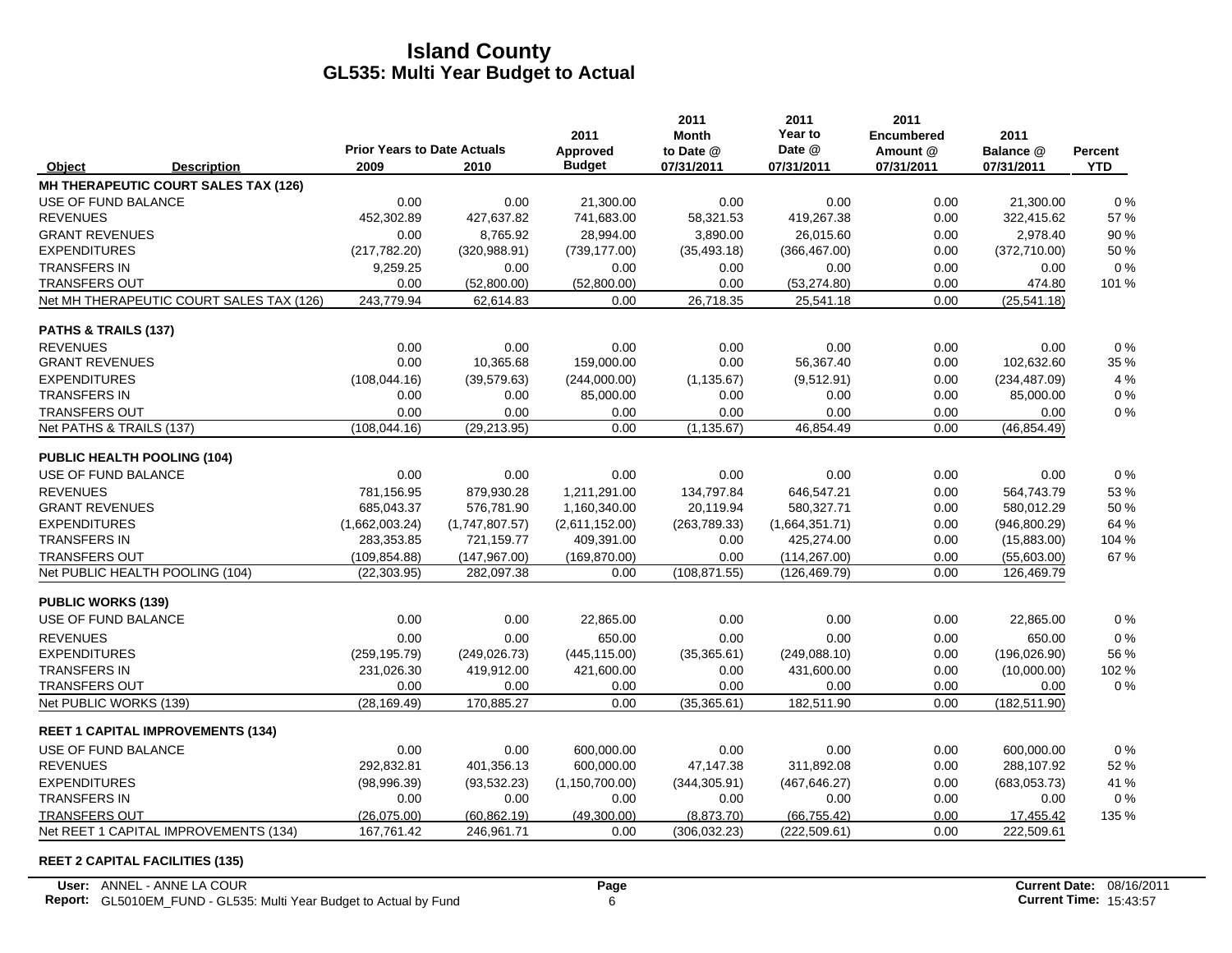# Island County
## GL535: Multi Year Budget to Actual

| Object | Description | Prior Years to Date Actuals 2009 | 2010 | 2011 Approved Budget | 2011 Month to Date @ 07/31/2011 | 2011 Year to Date @ 07/31/2011 | 2011 Encumbered Amount @ 07/31/2011 | 2011 Balance @ 07/31/2011 | Percent YTD |
|---|---|---|---|---|---|---|---|---|---|
| **MH THERAPEUTIC COURT SALES TAX (126)** | | | | | | | | | |
| USE OF FUND BALANCE | | 0.00 | 0.00 | 21,300.00 | 0.00 | 0.00 | 0.00 | 21,300.00 | 0 % |
| REVENUES | | 452,302.89 | 427,637.82 | 741,683.00 | 58,321.53 | 419,267.38 | 0.00 | 322,415.62 | 57 % |
| GRANT REVENUES | | 0.00 | 8,765.92 | 28,994.00 | 3,890.00 | 26,015.60 | 0.00 | 2,978.40 | 90 % |
| EXPENDITURES | | (217,782.20) | (320,988.91) | (739,177.00) | (35,493.18) | (366,467.00) | 0.00 | (372,710.00) | 50 % |
| TRANSFERS IN | | 9,259.25 | 0.00 | 0.00 | 0.00 | 0.00 | 0.00 | 0.00 | 0 % |
| TRANSFERS OUT | | 0.00 | (52,800.00) | (52,800.00) | 0.00 | (53,274.80) | 0.00 | 474.80 | 101 % |
| Net MH THERAPEUTIC COURT SALES TAX (126) | | 243,779.94 | 62,614.83 | 0.00 | 26,718.35 | 25,541.18 | 0.00 | (25,541.18) | |
| **PATHS & TRAILS (137)** | | | | | | | | | |
| REVENUES | | 0.00 | 0.00 | 0.00 | 0.00 | 0.00 | 0.00 | 0.00 | 0 % |
| GRANT REVENUES | | 0.00 | 10,365.68 | 159,000.00 | 0.00 | 56,367.40 | 0.00 | 102,632.60 | 35 % |
| EXPENDITURES | | (108,044.16) | (39,579.63) | (244,000.00) | (1,135.67) | (9,512.91) | 0.00 | (234,487.09) | 4 % |
| TRANSFERS IN | | 0.00 | 0.00 | 85,000.00 | 0.00 | 0.00 | 0.00 | 85,000.00 | 0 % |
| TRANSFERS OUT | | 0.00 | 0.00 | 0.00 | 0.00 | 0.00 | 0.00 | 0.00 | 0 % |
| Net PATHS & TRAILS (137) | | (108,044.16) | (29,213.95) | 0.00 | (1,135.67) | 46,854.49 | 0.00 | (46,854.49) | |
| **PUBLIC HEALTH POOLING (104)** | | | | | | | | | |
| USE OF FUND BALANCE | | 0.00 | 0.00 | 0.00 | 0.00 | 0.00 | 0.00 | 0.00 | 0 % |
| REVENUES | | 781,156.95 | 879,930.28 | 1,211,291.00 | 134,797.84 | 646,547.21 | 0.00 | 564,743.79 | 53 % |
| GRANT REVENUES | | 685,043.37 | 576,781.90 | 1,160,340.00 | 20,119.94 | 580,327.71 | 0.00 | 580,012.29 | 50 % |
| EXPENDITURES | | (1,662,003.24) | (1,747,807.57) | (2,611,152.00) | (263,789.33) | (1,664,351.71) | 0.00 | (946,800.29) | 64 % |
| TRANSFERS IN | | 283,353.85 | 721,159.77 | 409,391.00 | 0.00 | 425,274.00 | 0.00 | (15,883.00) | 104 % |
| TRANSFERS OUT | | (109,854.88) | (147,967.00) | (169,870.00) | 0.00 | (114,267.00) | 0.00 | (55,603.00) | 67 % |
| Net PUBLIC HEALTH POOLING (104) | | (22,303.95) | 282,097.38 | 0.00 | (108,871.55) | (126,469.79) | 0.00 | 126,469.79 | |
| **PUBLIC WORKS (139)** | | | | | | | | | |
| USE OF FUND BALANCE | | 0.00 | 0.00 | 22,865.00 | 0.00 | 0.00 | 0.00 | 22,865.00 | 0 % |
| REVENUES | | 0.00 | 0.00 | 650.00 | 0.00 | 0.00 | 0.00 | 650.00 | 0 % |
| EXPENDITURES | | (259,195.79) | (249,026.73) | (445,115.00) | (35,365.61) | (249,088.10) | 0.00 | (196,026.90) | 56 % |
| TRANSFERS IN | | 231,026.30 | 419,912.00 | 421,600.00 | 0.00 | 431,600.00 | 0.00 | (10,000.00) | 102 % |
| TRANSFERS OUT | | 0.00 | 0.00 | 0.00 | 0.00 | 0.00 | 0.00 | 0.00 | 0 % |
| Net PUBLIC WORKS (139) | | (28,169.49) | 170,885.27 | 0.00 | (35,365.61) | 182,511.90 | 0.00 | (182,511.90) | |
| **REET 1 CAPITAL IMPROVEMENTS (134)** | | | | | | | | | |
| USE OF FUND BALANCE | | 0.00 | 0.00 | 600,000.00 | 0.00 | 0.00 | 0.00 | 600,000.00 | 0 % |
| REVENUES | | 292,832.81 | 401,356.13 | 600,000.00 | 47,147.38 | 311,892.08 | 0.00 | 288,107.92 | 52 % |
| EXPENDITURES | | (98,996.39) | (93,532.23) | (1,150,700.00) | (344,305.91) | (467,646.27) | 0.00 | (683,053.73) | 41 % |
| TRANSFERS IN | | 0.00 | 0.00 | 0.00 | 0.00 | 0.00 | 0.00 | 0.00 | 0 % |
| TRANSFERS OUT | | (26,075.00) | (60,862.19) | (49,300.00) | (8,873.70) | (66,755.42) | 0.00 | 17,455.42 | 135 % |
| Net REET 1 CAPITAL IMPROVEMENTS (134) | | 167,761.42 | 246,961.71 | 0.00 | (306,032.23) | (222,509.61) | 0.00 | 222,509.61 | |
| **REET 2 CAPITAL FACILITIES (135)** | | | | | | | | | |

User: ANNEL - ANNE LA COUR
Report: GL5010EM_FUND - GL535: Multi Year Budget to Actual by Fund

Current Date: 08/16/2011
Current Time: 15:43:57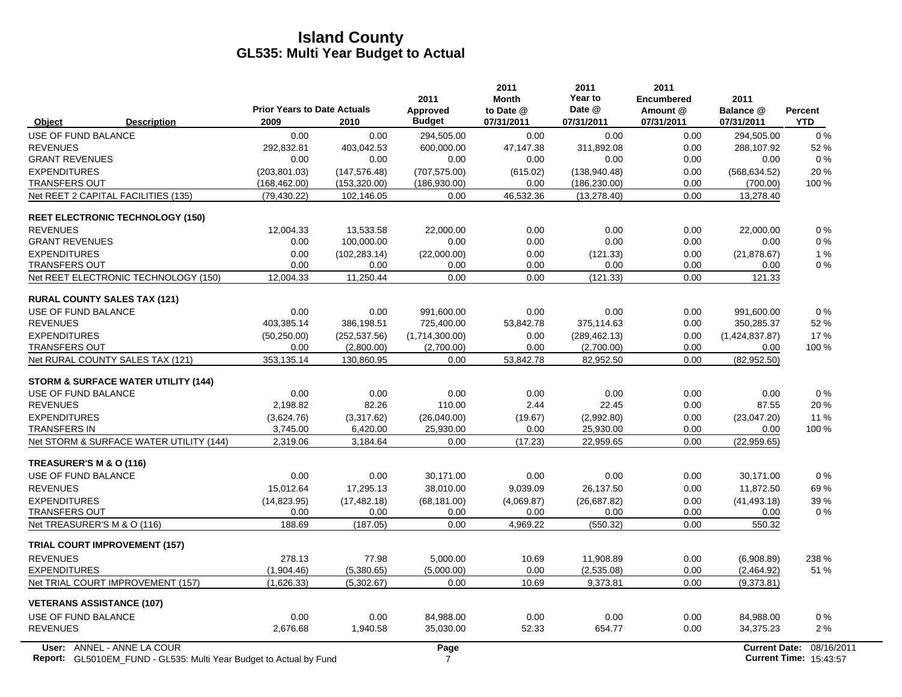# Island County
## GL535: Multi Year Budget to Actual

| Object | Description | Prior Years to Date Actuals 2009 | 2010 | 2011 Approved Budget | 2011 Month to Date @ 07/31/2011 | 2011 Year to Date @ 07/31/2011 | 2011 Encumbered Amount @ 07/31/2011 | 2011 Balance @ 07/31/2011 | Percent YTD |
|---|---|---|---|---|---|---|---|---|---|
| USE OF FUND BALANCE | | 0.00 | 0.00 | 294,505.00 | 0.00 | 0.00 | 0.00 | 294,505.00 | 0 % |
| REVENUES | | 292,832.81 | 403,042.53 | 600,000.00 | 47,147.38 | 311,892.08 | 0.00 | 288,107.92 | 52 % |
| GRANT REVENUES | | 0.00 | 0.00 | 0.00 | 0.00 | 0.00 | 0.00 | 0.00 | 0 % |
| EXPENDITURES | | (203,801.03) | (147,576.48) | (707,575.00) | (615.02) | (138,940.48) | 0.00 | (568,634.52) | 20 % |
| TRANSFERS OUT | | (168,462.00) | (153,320.00) | (186,930.00) | 0.00 | (186,230.00) | 0.00 | (700.00) | 100 % |
| Net REET 2 CAPITAL FACILITIES (135) | | (79,430.22) | 102,146.05 | 0.00 | 46,532.36 | (13,278.40) | 0.00 | 13,278.40 | |
| **REET ELECTRONIC TECHNOLOGY (150)** | | | | | | | | | |
| REVENUES | | 12,004.33 | 13,533.58 | 22,000.00 | 0.00 | 0.00 | 0.00 | 22,000.00 | 0 % |
| GRANT REVENUES | | 0.00 | 100,000.00 | 0.00 | 0.00 | 0.00 | 0.00 | 0.00 | 0 % |
| EXPENDITURES | | 0.00 | (102,283.14) | (22,000.00) | 0.00 | (121.33) | 0.00 | (21,878.67) | 1 % |
| TRANSFERS OUT | | 0.00 | 0.00 | 0.00 | 0.00 | 0.00 | 0.00 | 0.00 | 0 % |
| Net REET ELECTRONIC TECHNOLOGY (150) | | 12,004.33 | 11,250.44 | 0.00 | 0.00 | (121.33) | 0.00 | 121.33 | |
| **RURAL COUNTY SALES TAX (121)** | | | | | | | | | |
| USE OF FUND BALANCE | | 0.00 | 0.00 | 991,600.00 | 0.00 | 0.00 | 0.00 | 991,600.00 | 0 % |
| REVENUES | | 403,385.14 | 386,198.51 | 725,400.00 | 53,842.78 | 375,114.63 | 0.00 | 350,285.37 | 52 % |
| EXPENDITURES | | (50,250.00) | (252,537.56) | (1,714,300.00) | 0.00 | (289,462.13) | 0.00 | (1,424,837.87) | 17 % |
| TRANSFERS OUT | | 0.00 | (2,800.00) | (2,700.00) | 0.00 | (2,700.00) | 0.00 | 0.00 | 100 % |
| Net RURAL COUNTY SALES TAX (121) | | 353,135.14 | 130,860.95 | 0.00 | 53,842.78 | 82,952.50 | 0.00 | (82,952.50) | |
| **STORM & SURFACE WATER UTILITY (144)** | | | | | | | | | |
| USE OF FUND BALANCE | | 0.00 | 0.00 | 0.00 | 0.00 | 0.00 | 0.00 | 0.00 | 0 % |
| REVENUES | | 2,198.82 | 82.26 | 110.00 | 2.44 | 22.45 | 0.00 | 87.55 | 20 % |
| EXPENDITURES | | (3,624.76) | (3,317.62) | (26,040.00) | (19.67) | (2,992.80) | 0.00 | (23,047.20) | 11 % |
| TRANSFERS IN | | 3,745.00 | 6,420.00 | 25,930.00 | 0.00 | 25,930.00 | 0.00 | 0.00 | 100 % |
| Net STORM & SURFACE WATER UTILITY (144) | | 2,319.06 | 3,184.64 | 0.00 | (17.23) | 22,959.65 | 0.00 | (22,959.65) | |
| **TREASURER'S M & O (116)** | | | | | | | | | |
| USE OF FUND BALANCE | | 0.00 | 0.00 | 30,171.00 | 0.00 | 0.00 | 0.00 | 30,171.00 | 0 % |
| REVENUES | | 15,012.64 | 17,295.13 | 38,010.00 | 9,039.09 | 26,137.50 | 0.00 | 11,872.50 | 69 % |
| EXPENDITURES | | (14,823.95) | (17,482.18) | (68,181.00) | (4,069.87) | (26,687.82) | 0.00 | (41,493.18) | 39 % |
| TRANSFERS OUT | | 0.00 | 0.00 | 0.00 | 0.00 | 0.00 | 0.00 | 0.00 | 0 % |
| Net TREASURER'S M & O (116) | | 188.69 | (187.05) | 0.00 | 4,969.22 | (550.32) | 0.00 | 550.32 | |
| **TRIAL COURT IMPROVEMENT (157)** | | | | | | | | | |
| REVENUES | | 278.13 | 77.98 | 5,000.00 | 10.69 | 11,908.89 | 0.00 | (6,908.89) | 238 % |
| EXPENDITURES | | (1,904.46) | (5,380.65) | (5,000.00) | 0.00 | (2,535.08) | 0.00 | (2,464.92) | 51 % |
| Net TRIAL COURT IMPROVEMENT (157) | | (1,626.33) | (5,302.67) | 0.00 | 10.69 | 9,373.81 | 0.00 | (9,373.81) | |
| **VETERANS ASSISTANCE (107)** | | | | | | | | | |
| USE OF FUND BALANCE | | 0.00 | 0.00 | 84,988.00 | 0.00 | 0.00 | 0.00 | 84,988.00 | 0 % |
| REVENUES | | 2,676.68 | 1,940.58 | 35,030.00 | 52.33 | 654.77 | 0.00 | 34,375.23 | 2 % |

User: ANNEL - ANNE LA COUR
Report: GL5010EM_FUND - GL535: Multi Year Budget to Actual by Fund
Current Date: 08/16/2011
Current Time: 15:43:57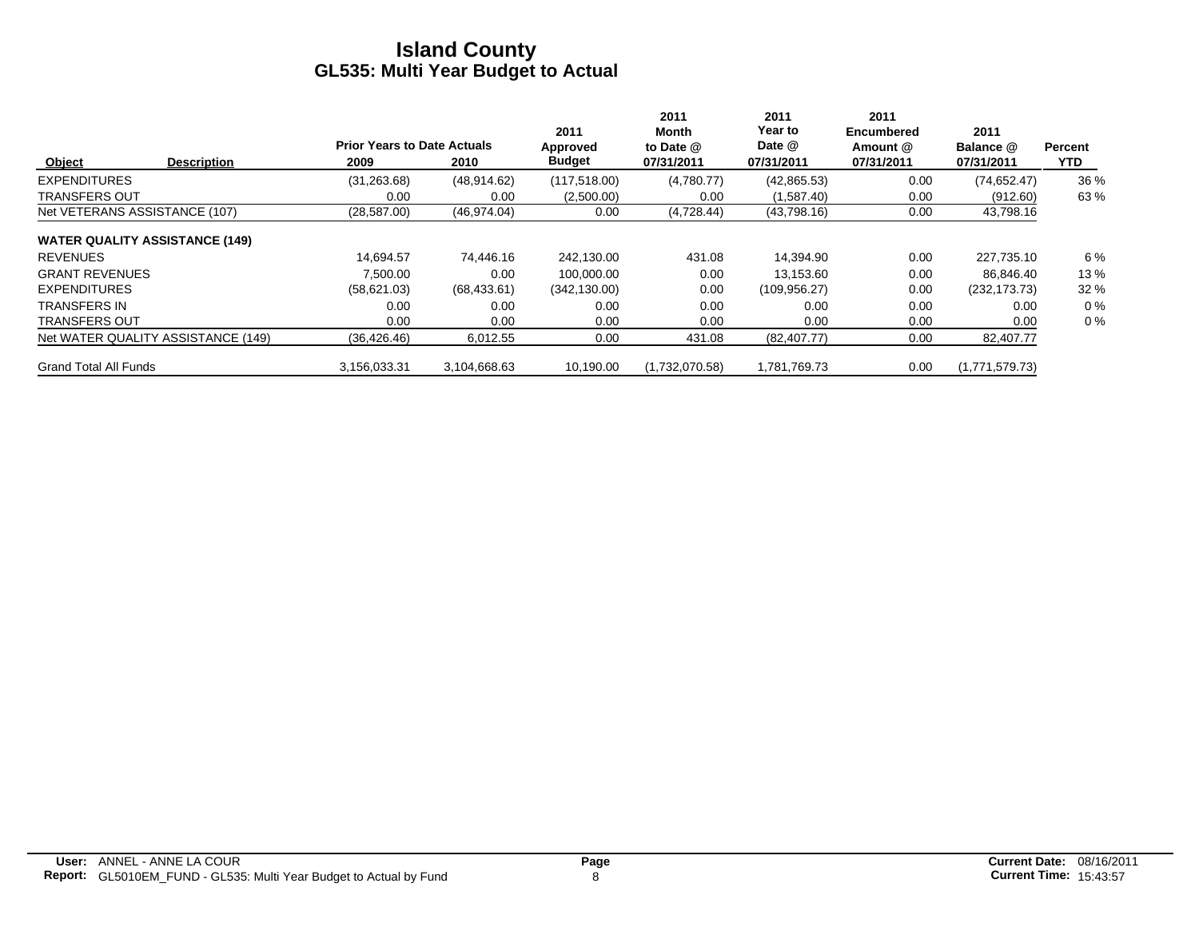# Island County
## GL535: Multi Year Budget to Actual

| Object | Description | Prior Years to Date Actuals 2009 | 2010 | 2011 Approved Budget | 2011 Month to Date @ 07/31/2011 | 2011 Year to Date @ 07/31/2011 | 2011 Encumbered Amount @ 07/31/2011 | 2011 Balance @ 07/31/2011 | Percent YTD |
|---|---|---|---|---|---|---|---|---|---|
| EXPENDITURES | | (31,263.68) | (48,914.62) | (117,518.00) | (4,780.77) | (42,865.53) | 0.00 | (74,652.47) | 36 % |
| TRANSFERS OUT | | 0.00 | 0.00 | (2,500.00) | 0.00 | (1,587.40) | 0.00 | (912.60) | 63 % |
| Net VETERANS ASSISTANCE (107) | | (28,587.00) | (46,974.04) | 0.00 | (4,728.44) | (43,798.16) | 0.00 | 43,798.16 | |
| **WATER QUALITY ASSISTANCE (149)** | | | | | | | | | |
| REVENUES | | 14,694.57 | 74,446.16 | 242,130.00 | 431.08 | 14,394.90 | 0.00 | 227,735.10 | 6 % |
| GRANT REVENUES | | 7,500.00 | 0.00 | 100,000.00 | 0.00 | 13,153.60 | 0.00 | 86,846.40 | 13 % |
| EXPENDITURES | | (58,621.03) | (68,433.61) | (342,130.00) | 0.00 | (109,956.27) | 0.00 | (232,173.73) | 32 % |
| TRANSFERS IN | | 0.00 | 0.00 | 0.00 | 0.00 | 0.00 | 0.00 | 0.00 | 0 % |
| TRANSFERS OUT | | 0.00 | 0.00 | 0.00 | 0.00 | 0.00 | 0.00 | 0.00 | 0 % |
| Net WATER QUALITY ASSISTANCE (149) | | (36,426.46) | 6,012.55 | 0.00 | 431.08 | (82,407.77) | 0.00 | 82,407.77 | |
| Grand Total All Funds | | 3,156,033.31 | 3,104,668.63 | 10,190.00 | (1,732,070.58) | 1,781,769.73 | 0.00 | (1,771,579.73) | |

**User:** ANNEL - ANNE LA COUR
**Report:** GL5010EM_FUND - GL535: Multi Year Budget to Actual by Fund
**Current Date:** 08/16/2011
**Current Time:** 15:43:57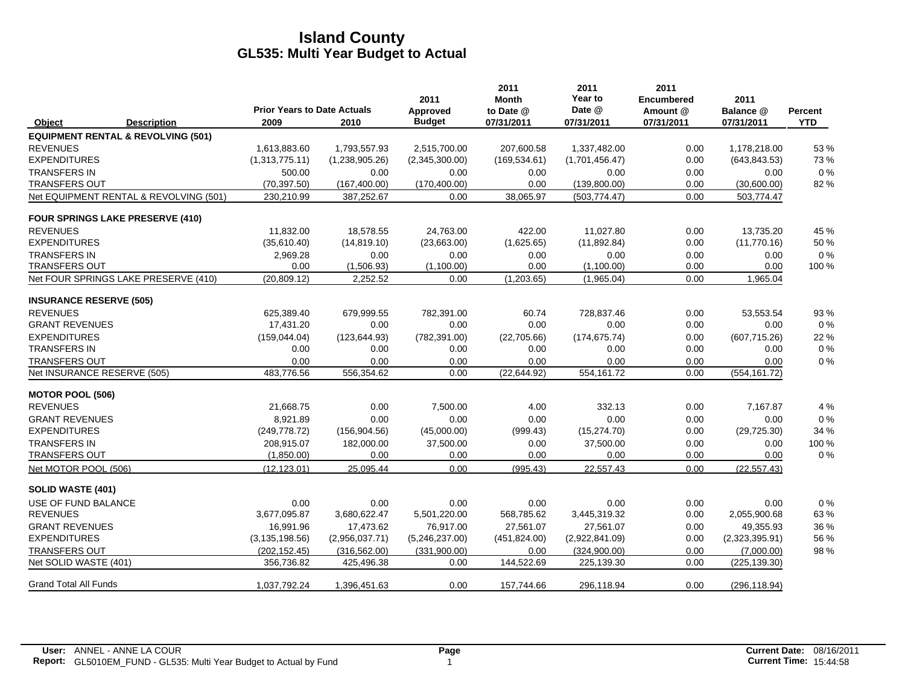# Island County
## GL535: Multi Year Budget to Actual

| Object | Description | Prior Years to Date Actuals 2009 | 2010 | 2011 Approved Budget | 2011 Month to Date @ 07/31/2011 | 2011 Year to Date @ 07/31/2011 | 2011 Encumbered Amount @ 07/31/2011 | 2011 Balance @ 07/31/2011 | Percent YTD |
|---|---|---|---|---|---|---|---|---|---|
| **EQUIPMENT RENTAL & REVOLVING (501)** | | | | | | | | | |
| REVENUES | | 1,613,883.60 | 1,793,557.93 | 2,515,700.00 | 207,600.58 | 1,337,482.00 | 0.00 | 1,178,218.00 | 53 % |
| EXPENDITURES | | (1,313,775.11) | (1,238,905.26) | (2,345,300.00) | (169,534.61) | (1,701,456.47) | 0.00 | (643,843.53) | 73 % |
| TRANSFERS IN | | 500.00 | 0.00 | 0.00 | 0.00 | 0.00 | 0.00 | 0.00 | 0 % |
| TRANSFERS OUT | | (70,397.50) | (167,400.00) | (170,400.00) | 0.00 | (139,800.00) | 0.00 | (30,600.00) | 82 % |
| Net EQUIPMENT RENTAL & REVOLVING (501) | | 230,210.99 | 387,252.67 | 0.00 | 38,065.97 | (503,774.47) | 0.00 | 503,774.47 | |
| **FOUR SPRINGS LAKE PRESERVE (410)** | | | | | | | | | |
| REVENUES | | 11,832.00 | 18,578.55 | 24,763.00 | 422.00 | 11,027.80 | 0.00 | 13,735.20 | 45 % |
| EXPENDITURES | | (35,610.40) | (14,819.10) | (23,663.00) | (1,625.65) | (11,892.84) | 0.00 | (11,770.16) | 50 % |
| TRANSFERS IN | | 2,969.28 | 0.00 | 0.00 | 0.00 | 0.00 | 0.00 | 0.00 | 0 % |
| TRANSFERS OUT | | 0.00 | (1,506.93) | (1,100.00) | 0.00 | (1,100.00) | 0.00 | 0.00 | 100 % |
| Net FOUR SPRINGS LAKE PRESERVE (410) | | (20,809.12) | 2,252.52 | 0.00 | (1,203.65) | (1,965.04) | 0.00 | 1,965.04 | |
| **INSURANCE RESERVE (505)** | | | | | | | | | |
| REVENUES | | 625,389.40 | 679,999.55 | 782,391.00 | 60.74 | 728,837.46 | 0.00 | 53,553.54 | 93 % |
| GRANT REVENUES | | 17,431.20 | 0.00 | 0.00 | 0.00 | 0.00 | 0.00 | 0.00 | 0 % |
| EXPENDITURES | | (159,044.04) | (123,644.93) | (782,391.00) | (22,705.66) | (174,675.74) | 0.00 | (607,715.26) | 22 % |
| TRANSFERS IN | | 0.00 | 0.00 | 0.00 | 0.00 | 0.00 | 0.00 | 0.00 | 0 % |
| TRANSFERS OUT | | 0.00 | 0.00 | 0.00 | 0.00 | 0.00 | 0.00 | 0.00 | 0 % |
| Net INSURANCE RESERVE (505) | | 483,776.56 | 556,354.62 | 0.00 | (22,644.92) | 554,161.72 | 0.00 | (554,161.72) | |
| **MOTOR POOL (506)** | | | | | | | | | |
| REVENUES | | 21,668.75 | 0.00 | 7,500.00 | 4.00 | 332.13 | 0.00 | 7,167.87 | 4 % |
| GRANT REVENUES | | 8,921.89 | 0.00 | 0.00 | 0.00 | 0.00 | 0.00 | 0.00 | 0 % |
| EXPENDITURES | | (249,778.72) | (156,904.56) | (45,000.00) | (999.43) | (15,274.70) | 0.00 | (29,725.30) | 34 % |
| TRANSFERS IN | | 208,915.07 | 182,000.00 | 37,500.00 | 0.00 | 37,500.00 | 0.00 | 0.00 | 100 % |
| TRANSFERS OUT | | (1,850.00) | 0.00 | 0.00 | 0.00 | 0.00 | 0.00 | 0.00 | 0 % |
| Net MOTOR POOL (506) | | (12,123.01) | 25,095.44 | 0.00 | (995.43) | 22,557.43 | 0.00 | (22,557.43) | |
| **SOLID WASTE (401)** | | | | | | | | | |
| USE OF FUND BALANCE | | 0.00 | 0.00 | 0.00 | 0.00 | 0.00 | 0.00 | 0.00 | 0 % |
| REVENUES | | 3,677,095.87 | 3,680,622.47 | 5,501,220.00 | 568,785.62 | 3,445,319.32 | 0.00 | 2,055,900.68 | 63 % |
| GRANT REVENUES | | 16,991.96 | 17,473.62 | 76,917.00 | 27,561.07 | 27,561.07 | 0.00 | 49,355.93 | 36 % |
| EXPENDITURES | | (3,135,198.56) | (2,956,037.71) | (5,246,237.00) | (451,824.00) | (2,922,841.09) | 0.00 | (2,323,395.91) | 56 % |
| TRANSFERS OUT | | (202,152.45) | (316,562.00) | (331,900.00) | 0.00 | (324,900.00) | 0.00 | (7,000.00) | 98 % |
| Net SOLID WASTE (401) | | 356,736.82 | 425,496.38 | 0.00 | 144,522.69 | 225,139.30 | 0.00 | (225,139.30) | |
| Grand Total All Funds | | 1,037,792.24 | 1,396,451.63 | 0.00 | 157,744.66 | 296,118.94 | 0.00 | (296,118.94) | |

**User:** ANNEL - ANNE LA COUR
**Report:** GL5010EM_FUND - GL535: Multi Year Budget to Actual by Fund

**Current Date:** 08/16/2011
**Current Time:** 15:44:58